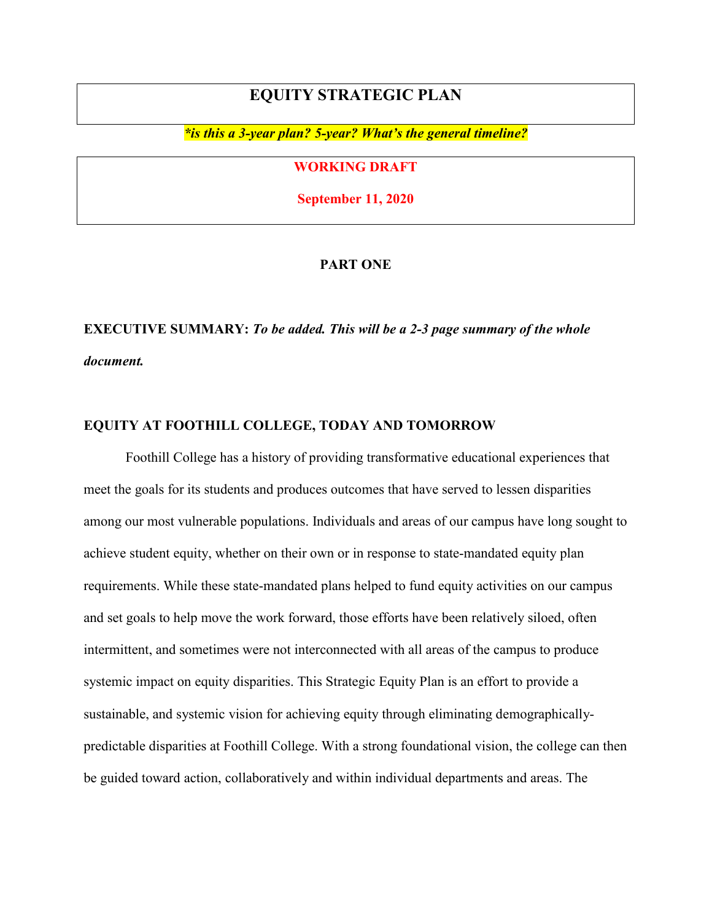# EQUITY STRATEGIC PLAN

***is this a 3-year plan? 5-year? What's the general timeline?***

**WORKING DRAFT**

**September 11, 2020**

## PART ONE

**EXECUTIVE SUMMARY:** ***To be added. This will be a 2-3 page summary of the whole document.***

### EQUITY AT FOOTHILL COLLEGE, TODAY AND TOMORROW

Foothill College has a history of providing transformative educational experiences that meet the goals for its students and produces outcomes that have served to lessen disparities among our most vulnerable populations. Individuals and areas of our campus have long sought to achieve student equity, whether on their own or in response to state-mandated equity plan requirements. While these state-mandated plans helped to fund equity activities on our campus and set goals to help move the work forward, those efforts have been relatively siloed, often intermittent, and sometimes were not interconnected with all areas of the campus to produce systemic impact on equity disparities. This Strategic Equity Plan is an effort to provide a sustainable, and systemic vision for achieving equity through eliminating demographically-predictable disparities at Foothill College. With a strong foundational vision, the college can then be guided toward action, collaboratively and within individual departments and areas. The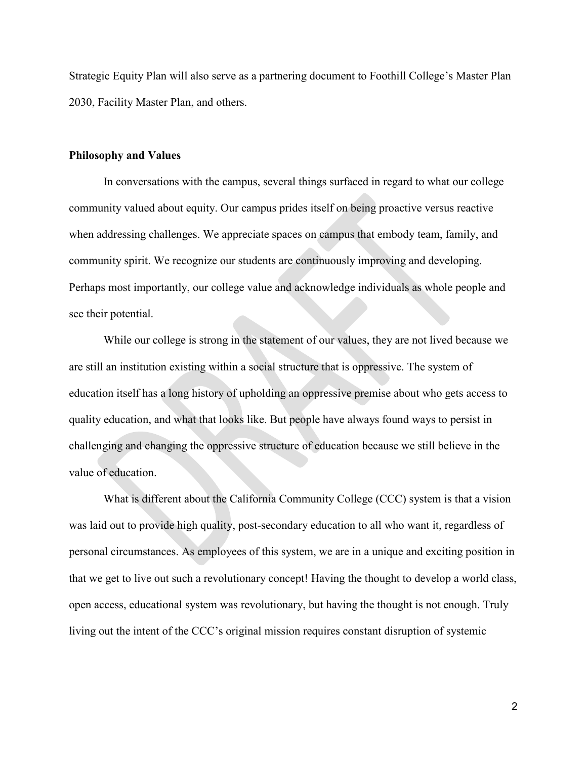Strategic Equity Plan will also serve as a partnering document to Foothill College's Master Plan 2030, Facility Master Plan, and others.

**Philosophy and Values**

In conversations with the campus, several things surfaced in regard to what our college community valued about equity. Our campus prides itself on being proactive versus reactive when addressing challenges. We appreciate spaces on campus that embody team, family, and community spirit. We recognize our students are continuously improving and developing. Perhaps most importantly, our college value and acknowledge individuals as whole people and see their potential.

While our college is strong in the statement of our values, they are not lived because we are still an institution existing within a social structure that is oppressive. The system of education itself has a long history of upholding an oppressive premise about who gets access to quality education, and what that looks like. But people have always found ways to persist in challenging and changing the oppressive structure of education because we still believe in the value of education.

What is different about the California Community College (CCC) system is that a vision was laid out to provide high quality, post-secondary education to all who want it, regardless of personal circumstances. As employees of this system, we are in a unique and exciting position in that we get to live out such a revolutionary concept! Having the thought to develop a world class, open access, educational system was revolutionary, but having the thought is not enough. Truly living out the intent of the CCC's original mission requires constant disruption of systemic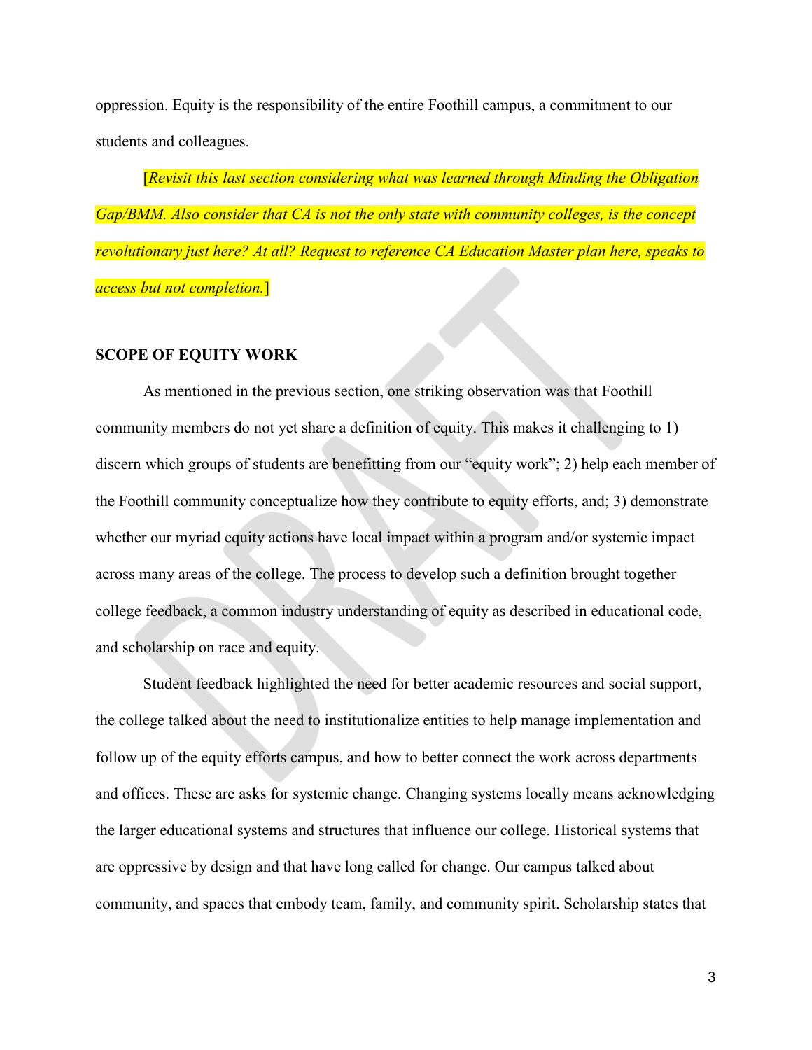oppression. Equity is the responsibility of the entire Foothill campus, a commitment to our students and colleagues.

[*Revisit this last section considering what was learned through Minding the Obligation Gap/BMM. Also consider that CA is not the only state with community colleges, is the concept revolutionary just here? At all? Request to reference CA Education Master plan here, speaks to access but not completion.*]

## SCOPE OF EQUITY WORK

As mentioned in the previous section, one striking observation was that Foothill community members do not yet share a definition of equity. This makes it challenging to 1) discern which groups of students are benefitting from our "equity work"; 2) help each member of the Foothill community conceptualize how they contribute to equity efforts, and; 3) demonstrate whether our myriad equity actions have local impact within a program and/or systemic impact across many areas of the college. The process to develop such a definition brought together college feedback, a common industry understanding of equity as described in educational code, and scholarship on race and equity.

Student feedback highlighted the need for better academic resources and social support, the college talked about the need to institutionalize entities to help manage implementation and follow up of the equity efforts campus, and how to better connect the work across departments and offices. These are asks for systemic change. Changing systems locally means acknowledging the larger educational systems and structures that influence our college. Historical systems that are oppressive by design and that have long called for change. Our campus talked about community, and spaces that embody team, family, and community spirit. Scholarship states that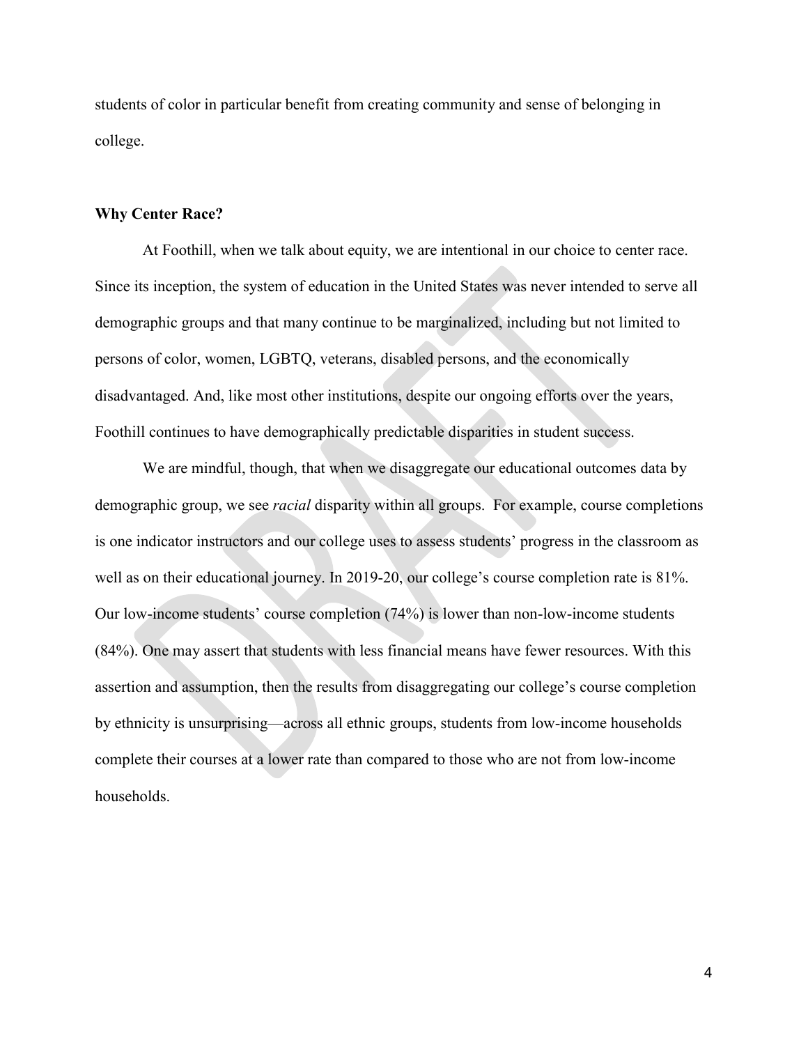students of color in particular benefit from creating community and sense of belonging in college.

**Why Center Race?**

At Foothill, when we talk about equity, we are intentional in our choice to center race. Since its inception, the system of education in the United States was never intended to serve all demographic groups and that many continue to be marginalized, including but not limited to persons of color, women, LGBTQ, veterans, disabled persons, and the economically disadvantaged. And, like most other institutions, despite our ongoing efforts over the years, Foothill continues to have demographically predictable disparities in student success.

We are mindful, though, that when we disaggregate our educational outcomes data by demographic group, we see *racial* disparity within all groups. For example, course completions is one indicator instructors and our college uses to assess students' progress in the classroom as well as on their educational journey. In 2019-20, our college's course completion rate is 81%. Our low-income students' course completion (74%) is lower than non-low-income students (84%). One may assert that students with less financial means have fewer resources. With this assertion and assumption, then the results from disaggregating our college's course completion by ethnicity is unsurprising—across all ethnic groups, students from low-income households complete their courses at a lower rate than compared to those who are not from low-income households.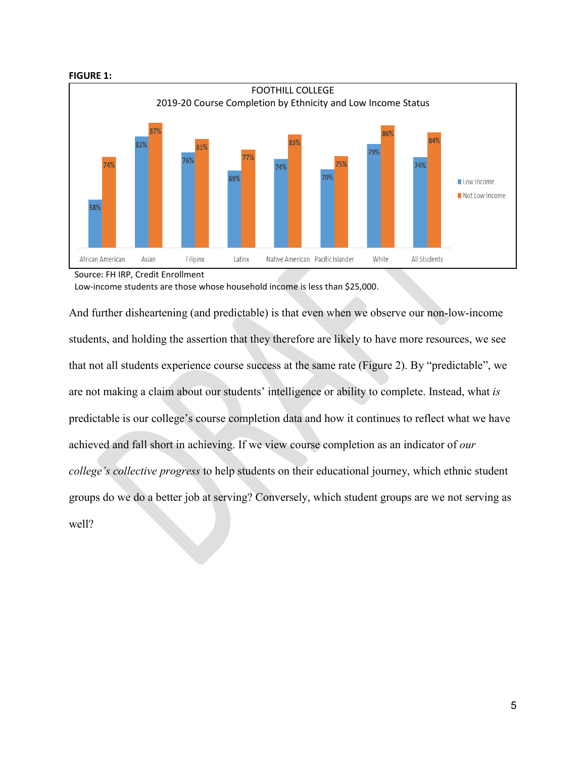**FIGURE 1:**

FOOTHILL COLLEGE
2019-20 Course Completion by Ethnicity and Low Income Status

| | Low Income | Not Low Income |
|---|---|---|
| African American | 58% | 74% |
| Asian | 82% | 87% |
| Filipinx | 76% | 81% |
| Latinx | 69% | 77% |
| Native American | 74% | 83% |
| Pacific Islander | 70% | 75% |
| White | 79% | 86% |
| All Students | 74% | 84% |

Source: FH IRP, Credit Enrollment
Low-income students are those whose household income is less than $25,000.

And further disheartening (and predictable) is that even when we observe our non-low-income students, and holding the assertion that they therefore are likely to have more resources, we see that not all students experience course success at the same rate (Figure 2). By "predictable", we are not making a claim about our students' intelligence or ability to complete. Instead, what *is* predictable is our college's course completion data and how it continues to reflect what we have achieved and fall short in achieving. If we view course completion as an indicator of *our college's collective progress* to help students on their educational journey, which ethnic student groups do we do a better job at serving? Conversely, which student groups are we not serving as well?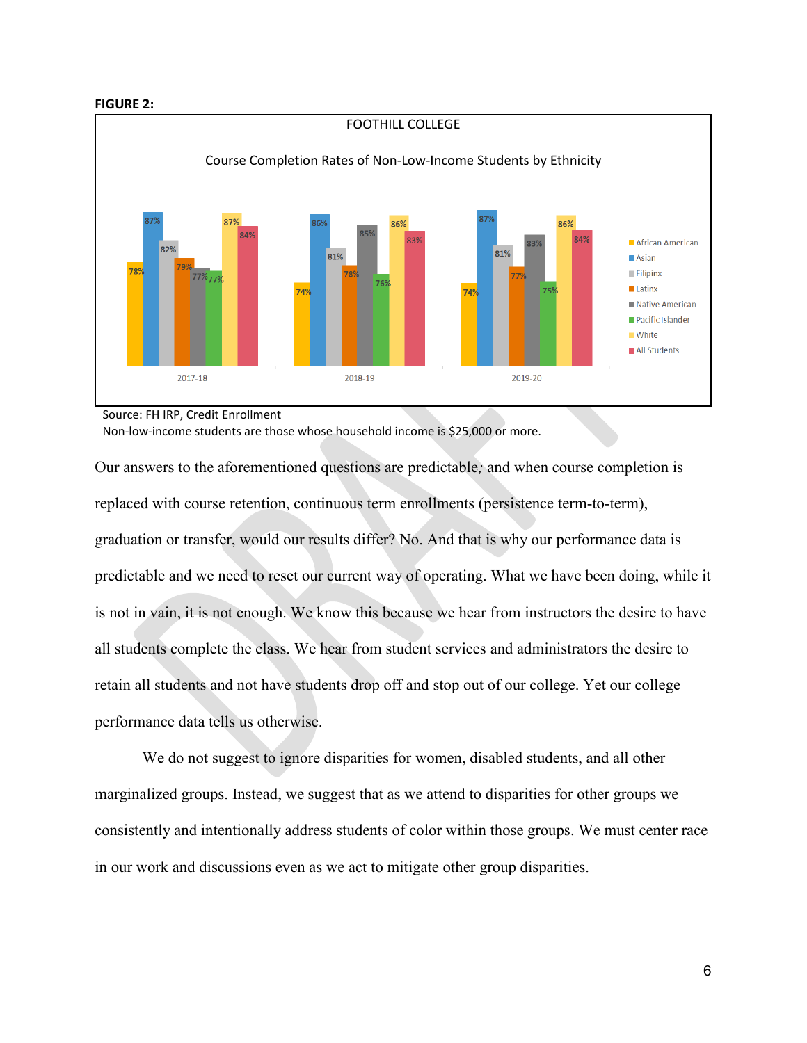**FIGURE 2:**

FOOTHILL COLLEGE

Course Completion Rates of Non-Low-Income Students by Ethnicity

| | African American | Asian | Filipinx | Latinx | Native American | Pacific Islander | White | All Students |
|---|---|---|---|---|---|---|---|---|
| 2017-18 | 78% | 87% | 82% | 79% | 77% | 77% | 87% | 84% |
| 2018-19 | 74% | 86% | 81% | 78% | 85% | 76% | 86% | 83% |
| 2019-20 | 74% | 87% | 81% | 77% | 83% | 75% | 86% | 84% |

Source: FH IRP, Credit Enrollment

Non-low-income students are those whose household income is $25,000 or more.

Our answers to the aforementioned questions are predictable; and when course completion is replaced with course retention, continuous term enrollments (persistence term-to-term), graduation or transfer, would our results differ? No. And that is why our performance data is predictable and we need to reset our current way of operating. What we have been doing, while it is not in vain, it is not enough. We know this because we hear from instructors the desire to have all students complete the class. We hear from student services and administrators the desire to retain all students and not have students drop off and stop out of our college. Yet our college performance data tells us otherwise.

We do not suggest to ignore disparities for women, disabled students, and all other marginalized groups. Instead, we suggest that as we attend to disparities for other groups we consistently and intentionally address students of color within those groups. We must center race in our work and discussions even as we act to mitigate other group disparities.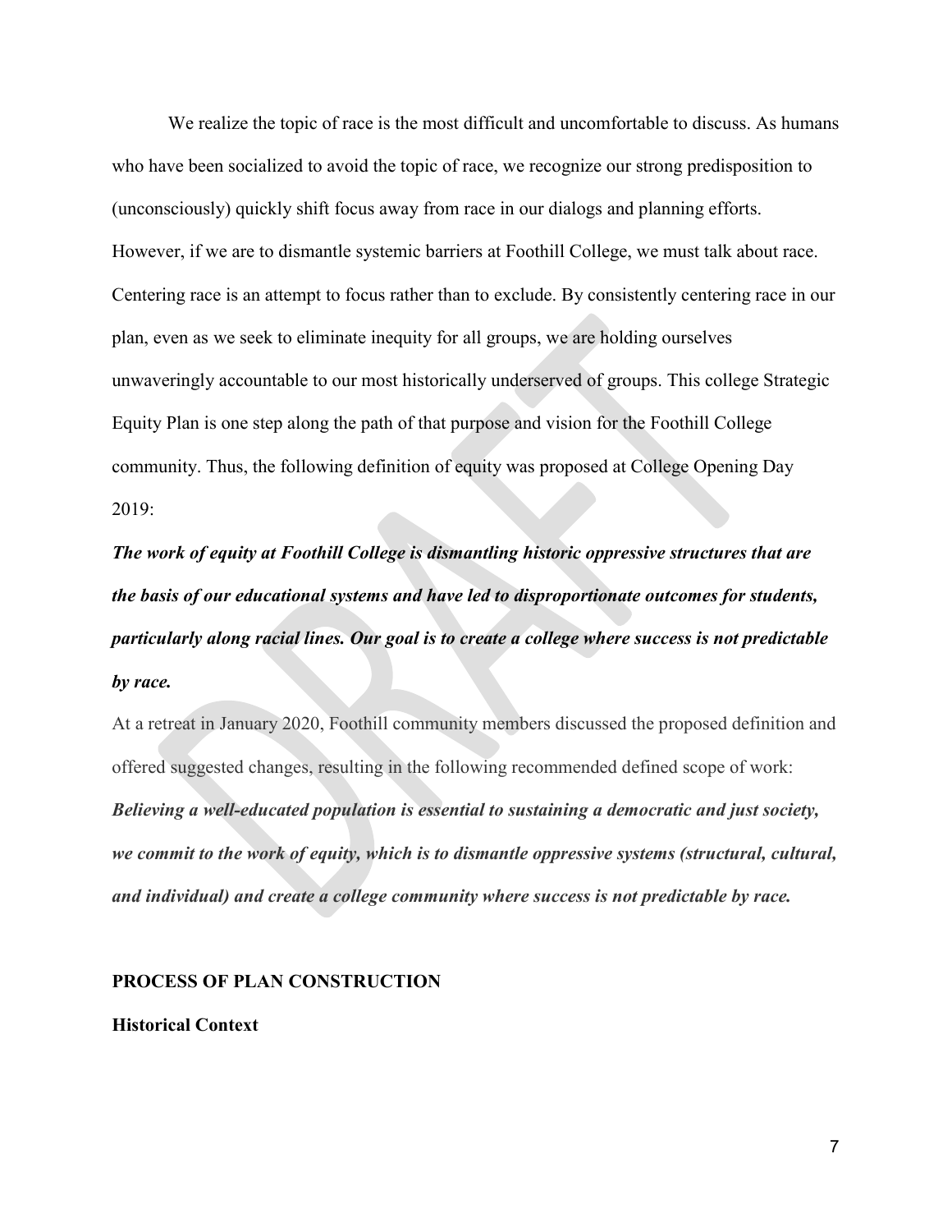We realize the topic of race is the most difficult and uncomfortable to discuss. As humans who have been socialized to avoid the topic of race, we recognize our strong predisposition to (unconsciously) quickly shift focus away from race in our dialogs and planning efforts. However, if we are to dismantle systemic barriers at Foothill College, we must talk about race. Centering race is an attempt to focus rather than to exclude. By consistently centering race in our plan, even as we seek to eliminate inequity for all groups, we are holding ourselves unwaveringly accountable to our most historically underserved of groups. This college Strategic Equity Plan is one step along the path of that purpose and vision for the Foothill College community. Thus, the following definition of equity was proposed at College Opening Day 2019:

***The work of equity at Foothill College is dismantling historic oppressive structures that are the basis of our educational systems and have led to disproportionate outcomes for students, particularly along racial lines. Our goal is to create a college where success is not predictable by race.***

At a retreat in January 2020, Foothill community members discussed the proposed definition and offered suggested changes, resulting in the following recommended defined scope of work:

***Believing a well-educated population is essential to sustaining a democratic and just society, we commit to the work of equity, which is to dismantle oppressive systems (structural, cultural, and individual) and create a college community where success is not predictable by race.***

## PROCESS OF PLAN CONSTRUCTION

### Historical Context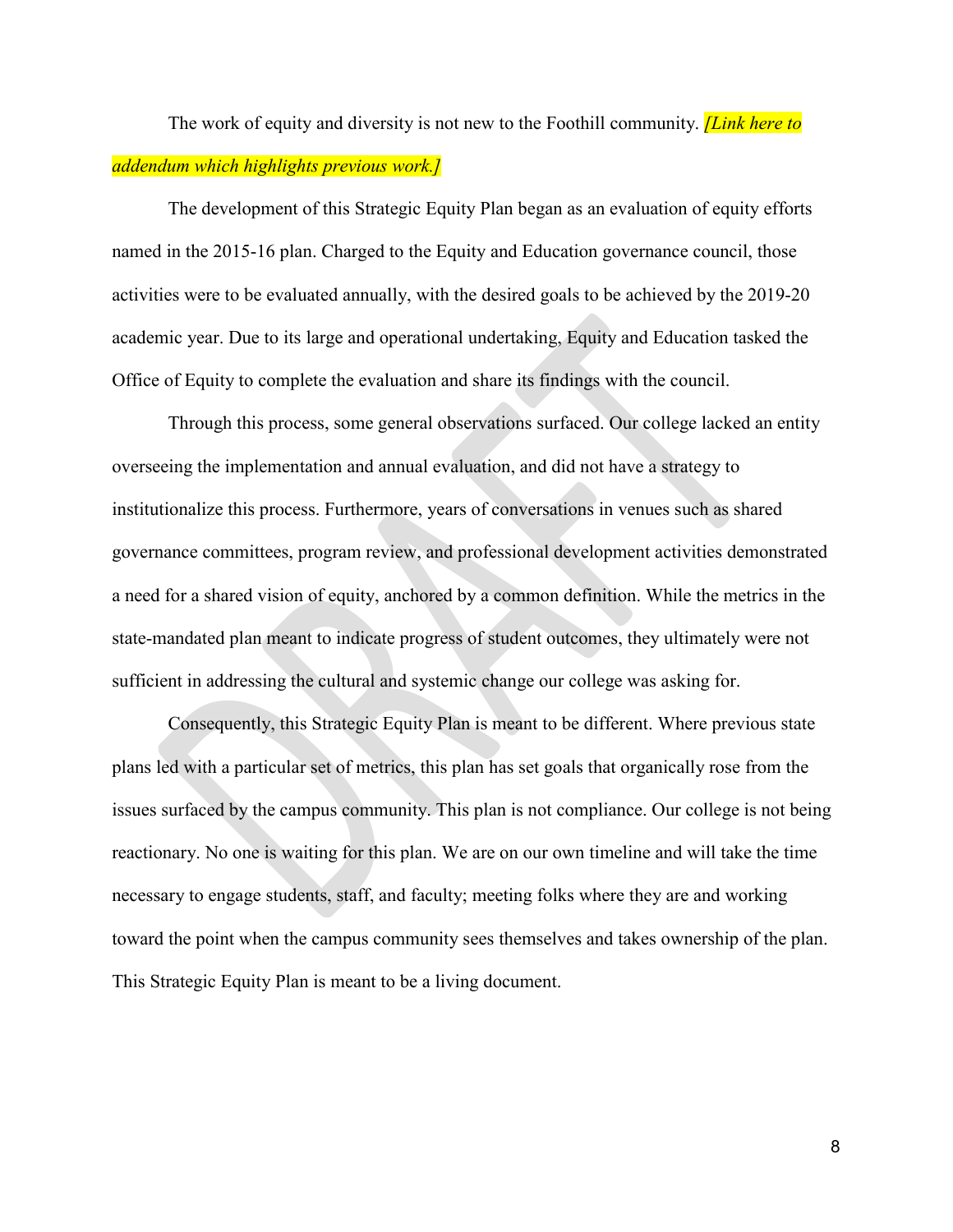The work of equity and diversity is not new to the Foothill community. *[Link here to addendum which highlights previous work.]*

The development of this Strategic Equity Plan began as an evaluation of equity efforts named in the 2015-16 plan. Charged to the Equity and Education governance council, those activities were to be evaluated annually, with the desired goals to be achieved by the 2019-20 academic year. Due to its large and operational undertaking, Equity and Education tasked the Office of Equity to complete the evaluation and share its findings with the council.

Through this process, some general observations surfaced. Our college lacked an entity overseeing the implementation and annual evaluation, and did not have a strategy to institutionalize this process. Furthermore, years of conversations in venues such as shared governance committees, program review, and professional development activities demonstrated a need for a shared vision of equity, anchored by a common definition. While the metrics in the state-mandated plan meant to indicate progress of student outcomes, they ultimately were not sufficient in addressing the cultural and systemic change our college was asking for.

Consequently, this Strategic Equity Plan is meant to be different. Where previous state plans led with a particular set of metrics, this plan has set goals that organically rose from the issues surfaced by the campus community. This plan is not compliance. Our college is not being reactionary. No one is waiting for this plan. We are on our own timeline and will take the time necessary to engage students, staff, and faculty; meeting folks where they are and working toward the point when the campus community sees themselves and takes ownership of the plan. This Strategic Equity Plan is meant to be a living document.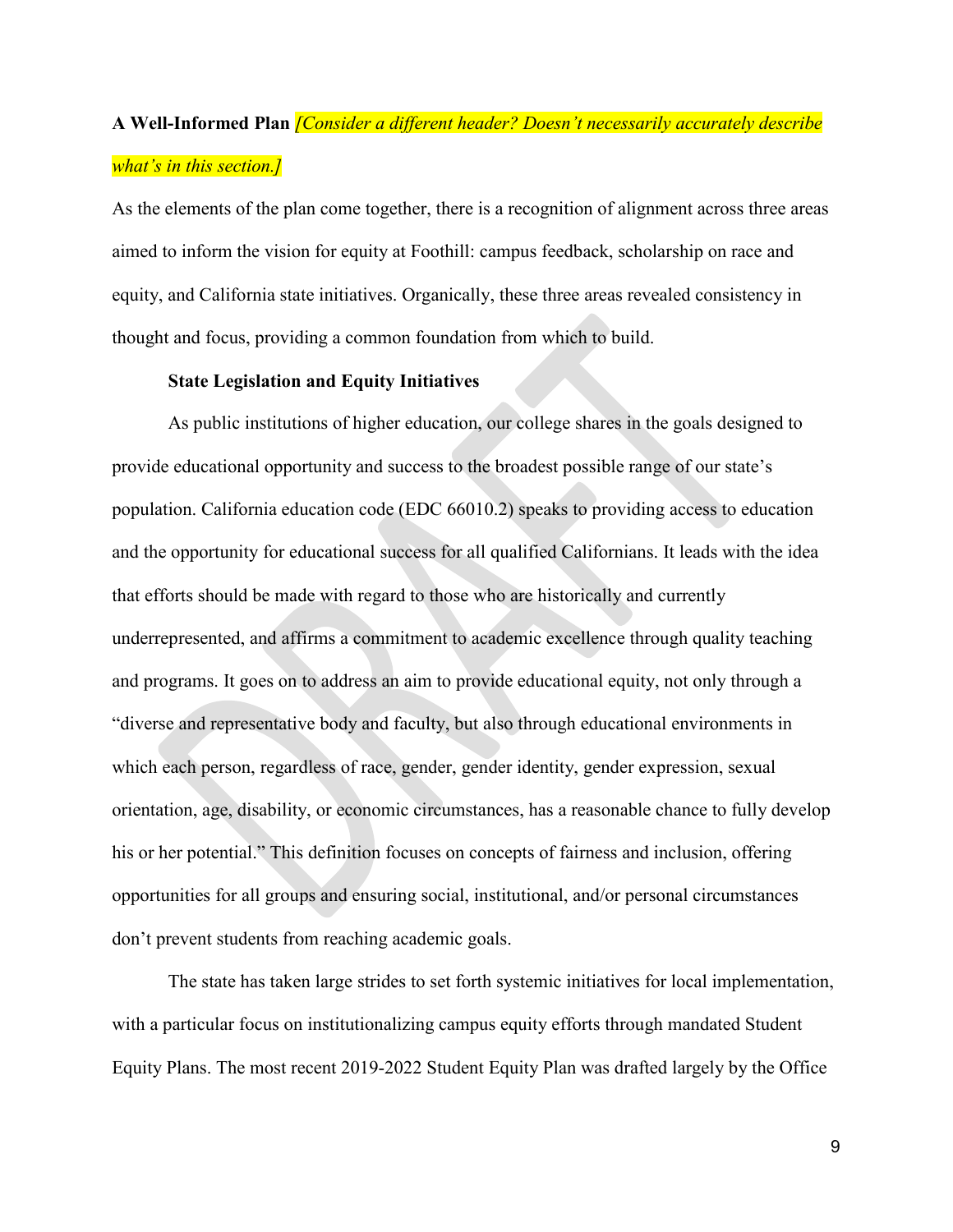## A Well-Informed Plan *[Consider a different header? Doesn't necessarily accurately describe what's in this section.]*

As the elements of the plan come together, there is a recognition of alignment across three areas aimed to inform the vision for equity at Foothill: campus feedback, scholarship on race and equity, and California state initiatives. Organically, these three areas revealed consistency in thought and focus, providing a common foundation from which to build.

### State Legislation and Equity Initiatives

As public institutions of higher education, our college shares in the goals designed to provide educational opportunity and success to the broadest possible range of our state's population. California education code (EDC 66010.2) speaks to providing access to education and the opportunity for educational success for all qualified Californians. It leads with the idea that efforts should be made with regard to those who are historically and currently underrepresented, and affirms a commitment to academic excellence through quality teaching and programs. It goes on to address an aim to provide educational equity, not only through a "diverse and representative body and faculty, but also through educational environments in which each person, regardless of race, gender, gender identity, gender expression, sexual orientation, age, disability, or economic circumstances, has a reasonable chance to fully develop his or her potential." This definition focuses on concepts of fairness and inclusion, offering opportunities for all groups and ensuring social, institutional, and/or personal circumstances don't prevent students from reaching academic goals.

The state has taken large strides to set forth systemic initiatives for local implementation, with a particular focus on institutionalizing campus equity efforts through mandated Student Equity Plans. The most recent 2019-2022 Student Equity Plan was drafted largely by the Office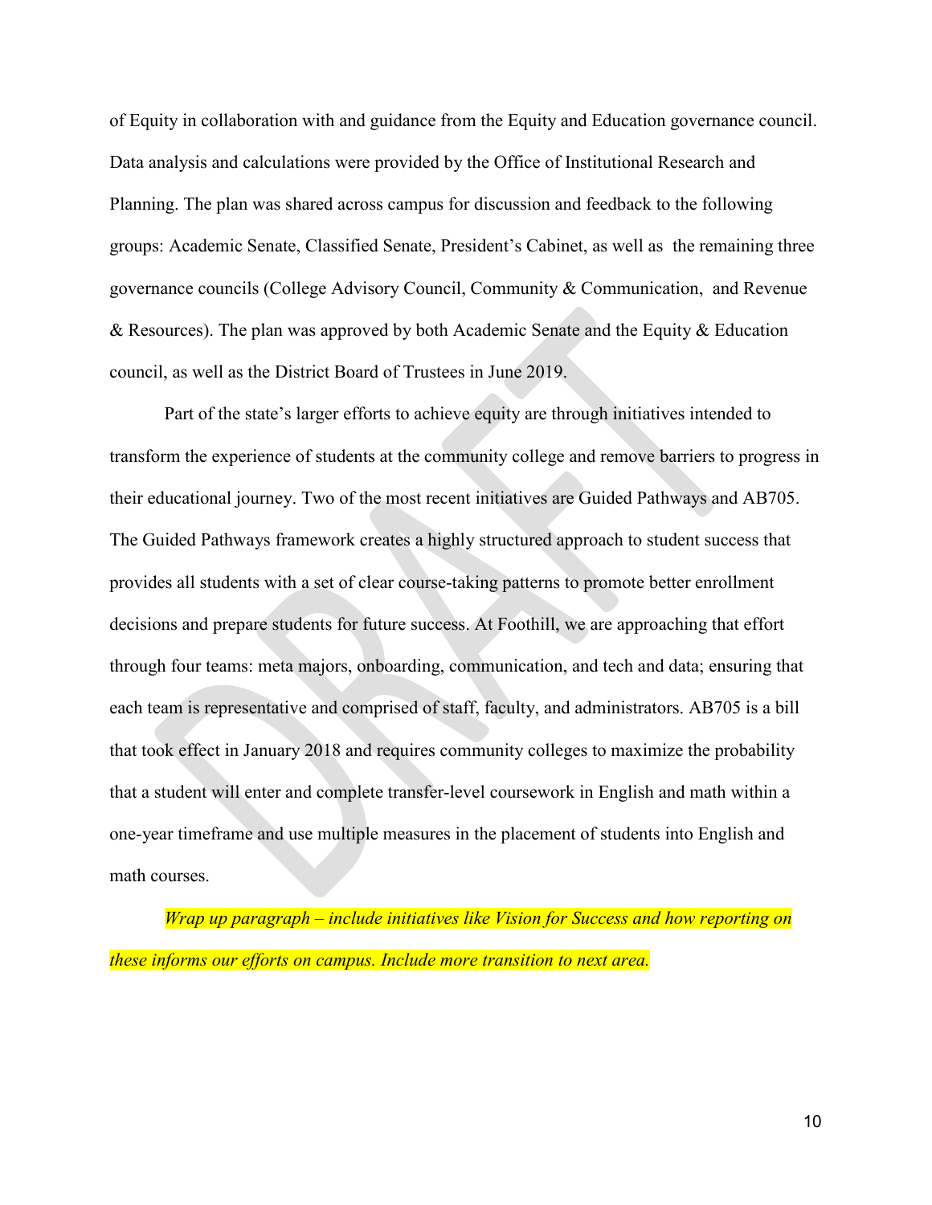of Equity in collaboration with and guidance from the Equity and Education governance council. Data analysis and calculations were provided by the Office of Institutional Research and Planning. The plan was shared across campus for discussion and feedback to the following groups: Academic Senate, Classified Senate, President's Cabinet, as well as the remaining three governance councils (College Advisory Council, Community & Communication, and Revenue & Resources). The plan was approved by both Academic Senate and the Equity & Education council, as well as the District Board of Trustees in June 2019.

Part of the state's larger efforts to achieve equity are through initiatives intended to transform the experience of students at the community college and remove barriers to progress in their educational journey. Two of the most recent initiatives are Guided Pathways and AB705. The Guided Pathways framework creates a highly structured approach to student success that provides all students with a set of clear course-taking patterns to promote better enrollment decisions and prepare students for future success. At Foothill, we are approaching that effort through four teams: meta majors, onboarding, communication, and tech and data; ensuring that each team is representative and comprised of staff, faculty, and administrators. AB705 is a bill that took effect in January 2018 and requires community colleges to maximize the probability that a student will enter and complete transfer-level coursework in English and math within a one-year timeframe and use multiple measures in the placement of students into English and math courses.

*Wrap up paragraph – include initiatives like Vision for Success and how reporting on these informs our efforts on campus. Include more transition to next area.*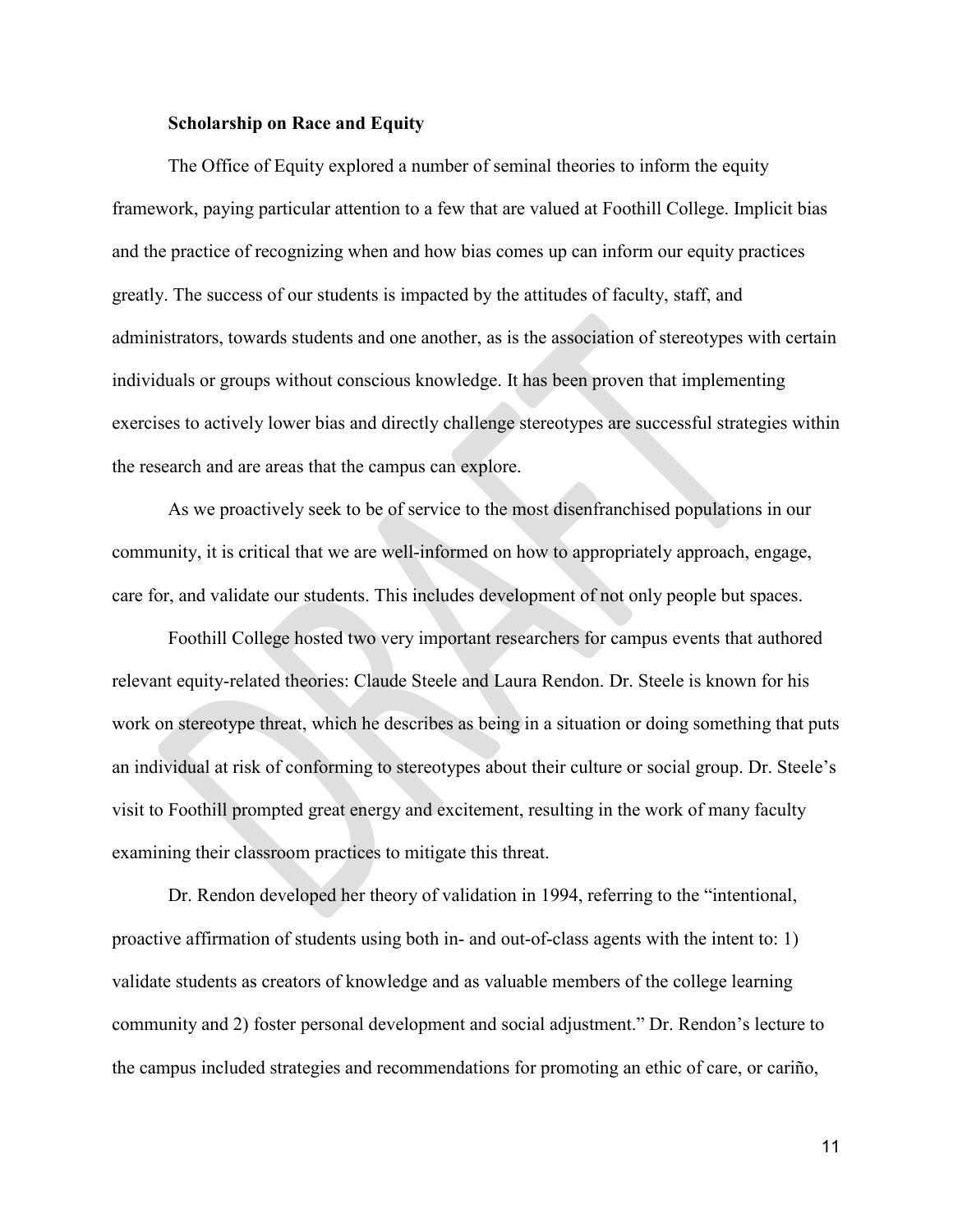**Scholarship on Race and Equity**

The Office of Equity explored a number of seminal theories to inform the equity framework, paying particular attention to a few that are valued at Foothill College. Implicit bias and the practice of recognizing when and how bias comes up can inform our equity practices greatly. The success of our students is impacted by the attitudes of faculty, staff, and administrators, towards students and one another, as is the association of stereotypes with certain individuals or groups without conscious knowledge. It has been proven that implementing exercises to actively lower bias and directly challenge stereotypes are successful strategies within the research and are areas that the campus can explore.

As we proactively seek to be of service to the most disenfranchised populations in our community, it is critical that we are well-informed on how to appropriately approach, engage, care for, and validate our students. This includes development of not only people but spaces.

Foothill College hosted two very important researchers for campus events that authored relevant equity-related theories: Claude Steele and Laura Rendon. Dr. Steele is known for his work on stereotype threat, which he describes as being in a situation or doing something that puts an individual at risk of conforming to stereotypes about their culture or social group. Dr. Steele's visit to Foothill prompted great energy and excitement, resulting in the work of many faculty examining their classroom practices to mitigate this threat.

Dr. Rendon developed her theory of validation in 1994, referring to the "intentional, proactive affirmation of students using both in- and out-of-class agents with the intent to: 1) validate students as creators of knowledge and as valuable members of the college learning community and 2) foster personal development and social adjustment." Dr. Rendon's lecture to the campus included strategies and recommendations for promoting an ethic of care, or cariño,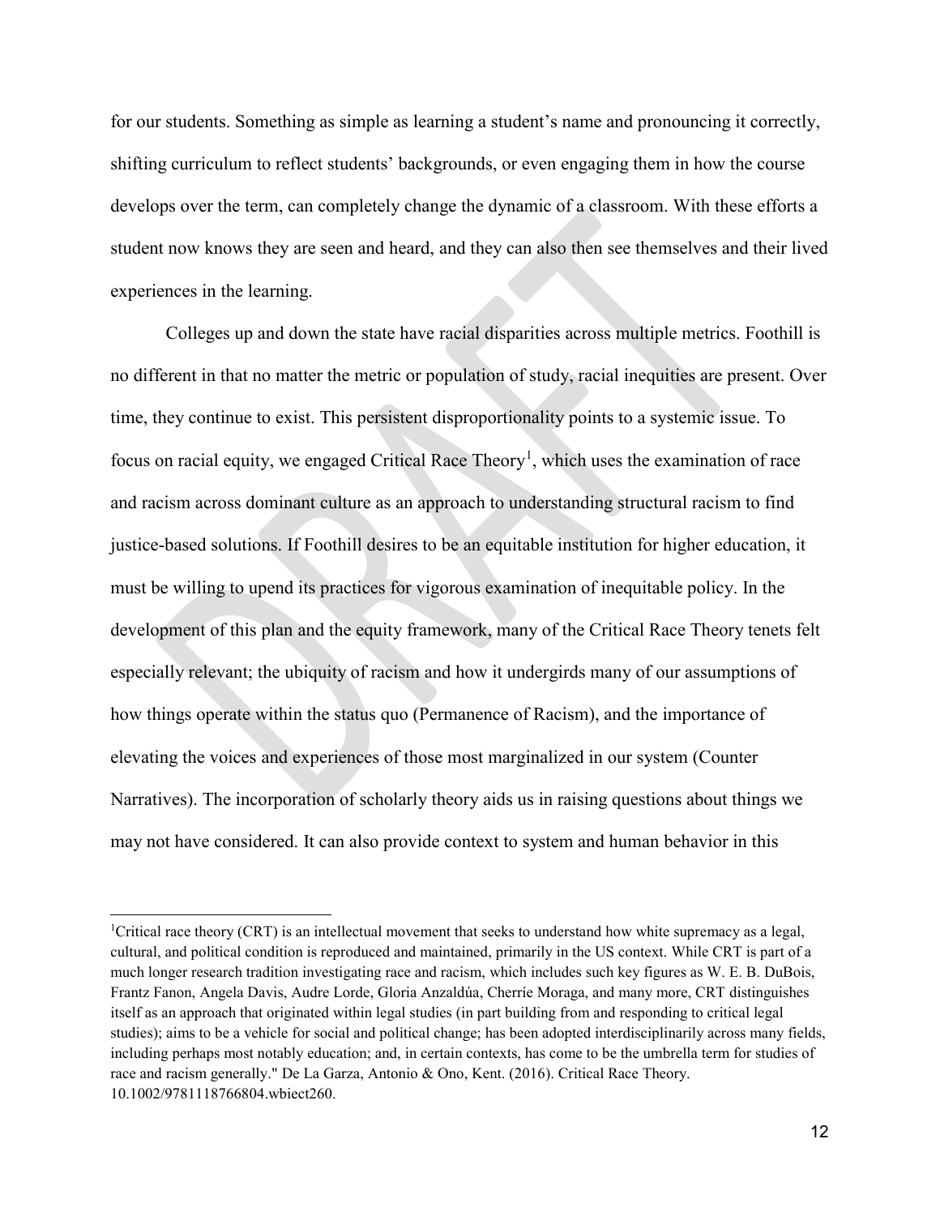for our students. Something as simple as learning a student's name and pronouncing it correctly, shifting curriculum to reflect students' backgrounds, or even engaging them in how the course develops over the term, can completely change the dynamic of a classroom. With these efforts a student now knows they are seen and heard, and they can also then see themselves and their lived experiences in the learning.

Colleges up and down the state have racial disparities across multiple metrics. Foothill is no different in that no matter the metric or population of study, racial inequities are present. Over time, they continue to exist. This persistent disproportionality points to a systemic issue. To focus on racial equity, we engaged Critical Race Theory[1], which uses the examination of race and racism across dominant culture as an approach to understanding structural racism to find justice-based solutions. If Foothill desires to be an equitable institution for higher education, it must be willing to upend its practices for vigorous examination of inequitable policy. In the development of this plan and the equity framework, many of the Critical Race Theory tenets felt especially relevant; the ubiquity of racism and how it undergirds many of our assumptions of how things operate within the status quo (Permanence of Racism), and the importance of elevating the voices and experiences of those most marginalized in our system (Counter Narratives). The incorporation of scholarly theory aids us in raising questions about things we may not have considered. It can also provide context to system and human behavior in this

[1]Critical race theory (CRT) is an intellectual movement that seeks to understand how white supremacy as a legal, cultural, and political condition is reproduced and maintained, primarily in the US context. While CRT is part of a much longer research tradition investigating race and racism, which includes such key figures as W. E. B. DuBois, Frantz Fanon, Angela Davis, Audre Lorde, Gloria Anzaldúa, Cherríe Moraga, and many more, CRT distinguishes itself as an approach that originated within legal studies (in part building from and responding to critical legal studies); aims to be a vehicle for social and political change; has been adopted interdisciplinarily across many fields, including perhaps most notably education; and, in certain contexts, has come to be the umbrella term for studies of race and racism generally." De La Garza, Antonio & Ono, Kent. (2016). Critical Race Theory. 10.1002/9781118766804.wbiect260.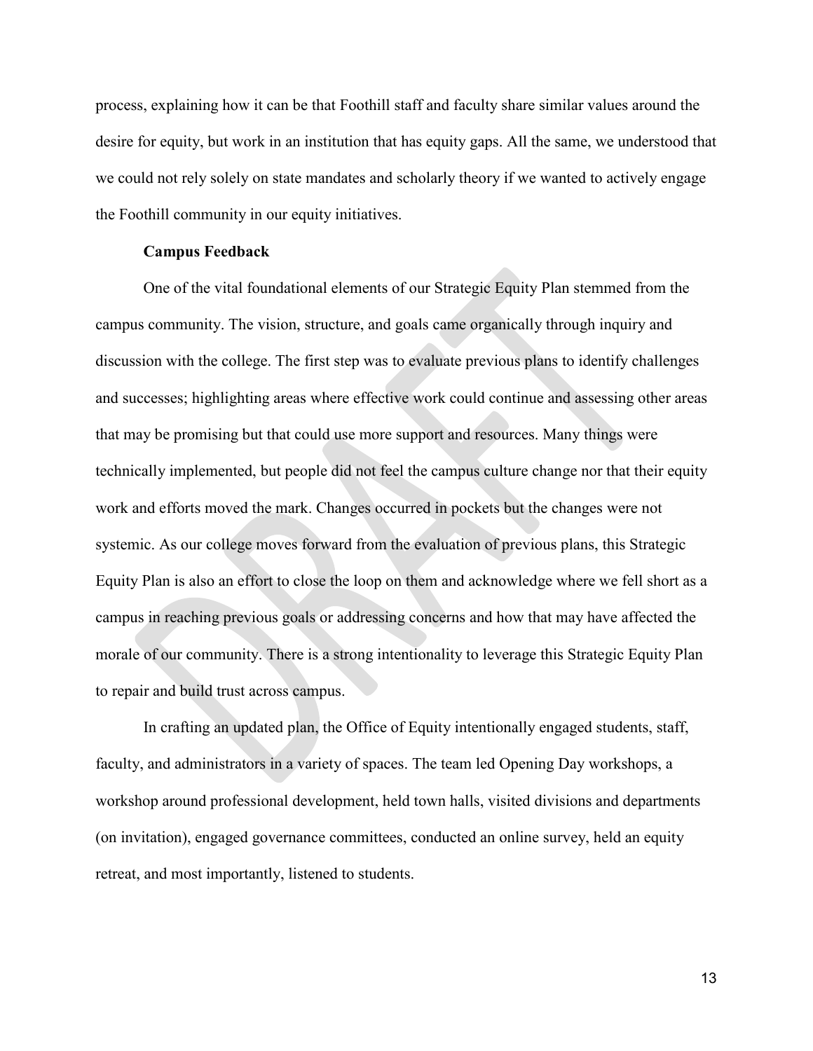process, explaining how it can be that Foothill staff and faculty share similar values around the desire for equity, but work in an institution that has equity gaps. All the same, we understood that we could not rely solely on state mandates and scholarly theory if we wanted to actively engage the Foothill community in our equity initiatives.

### Campus Feedback

One of the vital foundational elements of our Strategic Equity Plan stemmed from the campus community. The vision, structure, and goals came organically through inquiry and discussion with the college. The first step was to evaluate previous plans to identify challenges and successes; highlighting areas where effective work could continue and assessing other areas that may be promising but that could use more support and resources. Many things were technically implemented, but people did not feel the campus culture change nor that their equity work and efforts moved the mark. Changes occurred in pockets but the changes were not systemic. As our college moves forward from the evaluation of previous plans, this Strategic Equity Plan is also an effort to close the loop on them and acknowledge where we fell short as a campus in reaching previous goals or addressing concerns and how that may have affected the morale of our community. There is a strong intentionality to leverage this Strategic Equity Plan to repair and build trust across campus.

In crafting an updated plan, the Office of Equity intentionally engaged students, staff, faculty, and administrators in a variety of spaces. The team led Opening Day workshops, a workshop around professional development, held town halls, visited divisions and departments (on invitation), engaged governance committees, conducted an online survey, held an equity retreat, and most importantly, listened to students.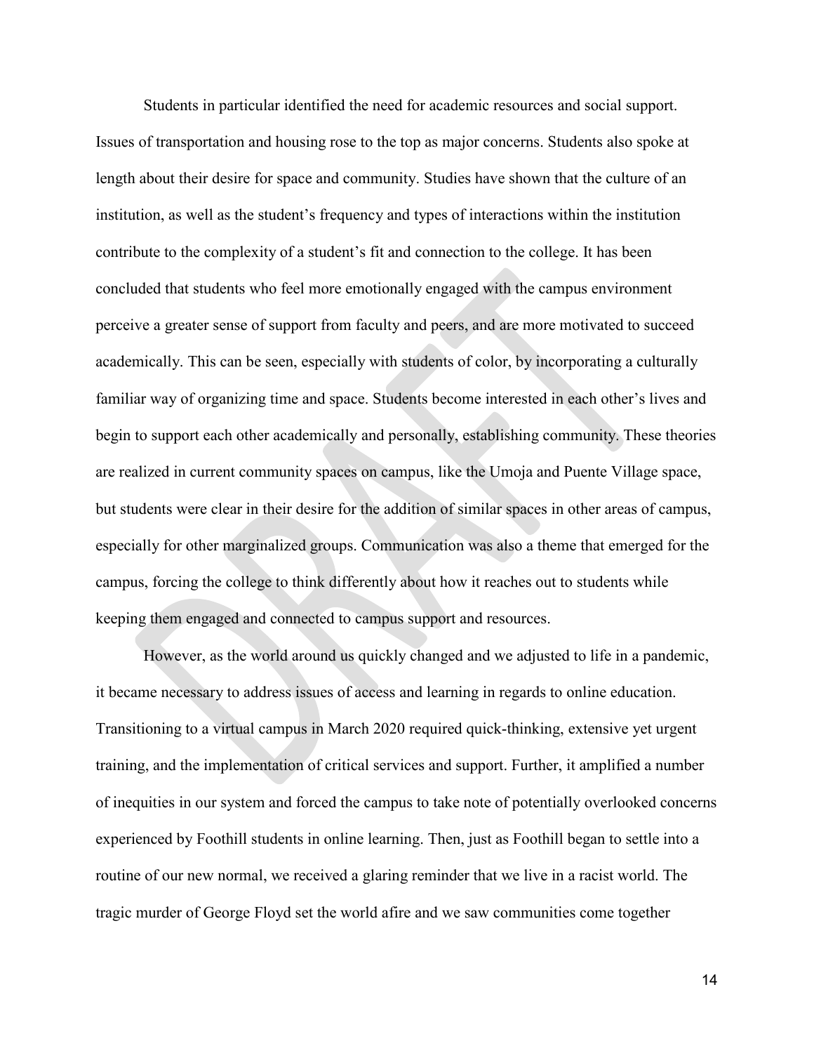Students in particular identified the need for academic resources and social support. Issues of transportation and housing rose to the top as major concerns. Students also spoke at length about their desire for space and community. Studies have shown that the culture of an institution, as well as the student's frequency and types of interactions within the institution contribute to the complexity of a student's fit and connection to the college. It has been concluded that students who feel more emotionally engaged with the campus environment perceive a greater sense of support from faculty and peers, and are more motivated to succeed academically. This can be seen, especially with students of color, by incorporating a culturally familiar way of organizing time and space. Students become interested in each other's lives and begin to support each other academically and personally, establishing community. These theories are realized in current community spaces on campus, like the Umoja and Puente Village space, but students were clear in their desire for the addition of similar spaces in other areas of campus, especially for other marginalized groups. Communication was also a theme that emerged for the campus, forcing the college to think differently about how it reaches out to students while keeping them engaged and connected to campus support and resources.

However, as the world around us quickly changed and we adjusted to life in a pandemic, it became necessary to address issues of access and learning in regards to online education. Transitioning to a virtual campus in March 2020 required quick-thinking, extensive yet urgent training, and the implementation of critical services and support. Further, it amplified a number of inequities in our system and forced the campus to take note of potentially overlooked concerns experienced by Foothill students in online learning. Then, just as Foothill began to settle into a routine of our new normal, we received a glaring reminder that we live in a racist world. The tragic murder of George Floyd set the world afire and we saw communities come together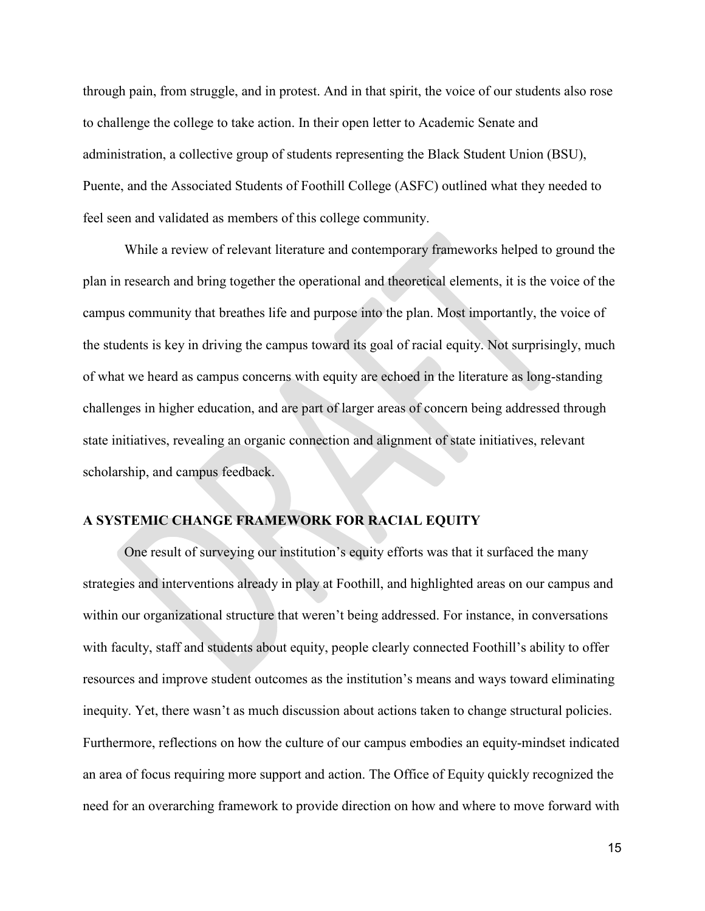through pain, from struggle, and in protest. And in that spirit, the voice of our students also rose to challenge the college to take action. In their open letter to Academic Senate and administration, a collective group of students representing the Black Student Union (BSU), Puente, and the Associated Students of Foothill College (ASFC) outlined what they needed to feel seen and validated as members of this college community.

While a review of relevant literature and contemporary frameworks helped to ground the plan in research and bring together the operational and theoretical elements, it is the voice of the campus community that breathes life and purpose into the plan. Most importantly, the voice of the students is key in driving the campus toward its goal of racial equity. Not surprisingly, much of what we heard as campus concerns with equity are echoed in the literature as long-standing challenges in higher education, and are part of larger areas of concern being addressed through state initiatives, revealing an organic connection and alignment of state initiatives, relevant scholarship, and campus feedback.

## A SYSTEMIC CHANGE FRAMEWORK FOR RACIAL EQUITY

One result of surveying our institution's equity efforts was that it surfaced the many strategies and interventions already in play at Foothill, and highlighted areas on our campus and within our organizational structure that weren't being addressed. For instance, in conversations with faculty, staff and students about equity, people clearly connected Foothill's ability to offer resources and improve student outcomes as the institution's means and ways toward eliminating inequity. Yet, there wasn't as much discussion about actions taken to change structural policies. Furthermore, reflections on how the culture of our campus embodies an equity-mindset indicated an area of focus requiring more support and action. The Office of Equity quickly recognized the need for an overarching framework to provide direction on how and where to move forward with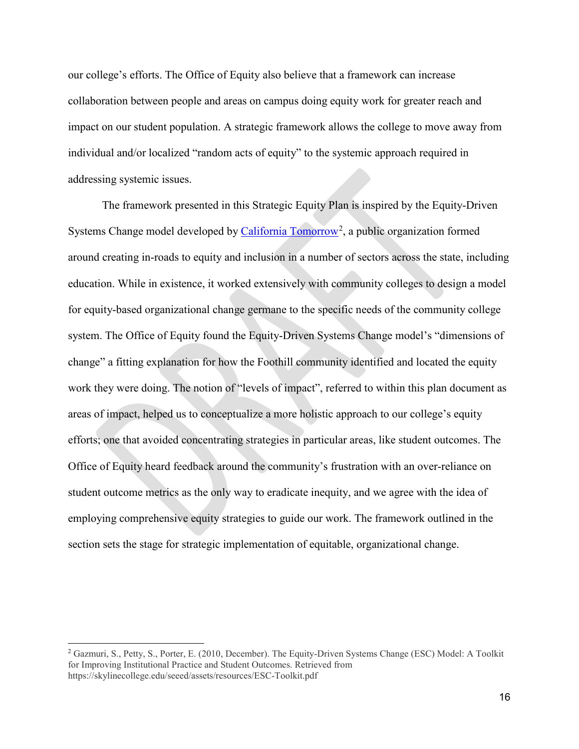our college's efforts. The Office of Equity also believe that a framework can increase collaboration between people and areas on campus doing equity work for greater reach and impact on our student population. A strategic framework allows the college to move away from individual and/or localized "random acts of equity" to the systemic approach required in addressing systemic issues.

The framework presented in this Strategic Equity Plan is inspired by the Equity-Driven Systems Change model developed by California Tomorrow[2], a public organization formed around creating in-roads to equity and inclusion in a number of sectors across the state, including education. While in existence, it worked extensively with community colleges to design a model for equity-based organizational change germane to the specific needs of the community college system. The Office of Equity found the Equity-Driven Systems Change model's "dimensions of change" a fitting explanation for how the Foothill community identified and located the equity work they were doing. The notion of "levels of impact", referred to within this plan document as areas of impact, helped us to conceptualize a more holistic approach to our college's equity efforts; one that avoided concentrating strategies in particular areas, like student outcomes. The Office of Equity heard feedback around the community's frustration with an over-reliance on student outcome metrics as the only way to eradicate inequity, and we agree with the idea of employing comprehensive equity strategies to guide our work. The framework outlined in the section sets the stage for strategic implementation of equitable, organizational change.

---

[2] Gazmuri, S., Petty, S., Porter, E. (2010, December). The Equity-Driven Systems Change (ESC) Model: A Toolkit for Improving Institutional Practice and Student Outcomes. Retrieved from https://skylinecollege.edu/seeed/assets/resources/ESC-Toolkit.pdf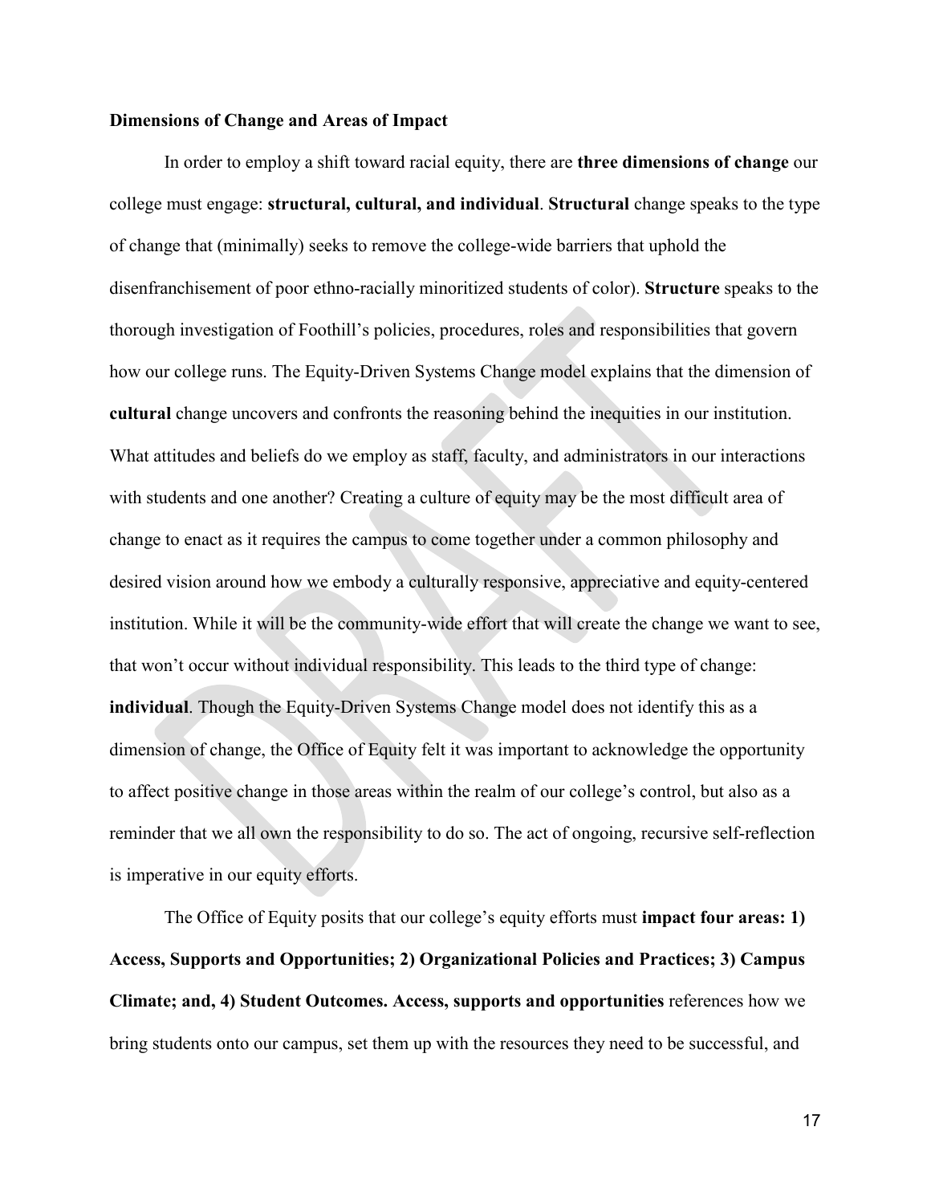**Dimensions of Change and Areas of Impact**

In order to employ a shift toward racial equity, there are **three dimensions of change** our college must engage: **structural, cultural, and individual**. **Structural** change speaks to the type of change that (minimally) seeks to remove the college-wide barriers that uphold the disenfranchisement of poor ethno-racially minoritized students of color). **Structure** speaks to the thorough investigation of Foothill's policies, procedures, roles and responsibilities that govern how our college runs. The Equity-Driven Systems Change model explains that the dimension of **cultural** change uncovers and confronts the reasoning behind the inequities in our institution. What attitudes and beliefs do we employ as staff, faculty, and administrators in our interactions with students and one another? Creating a culture of equity may be the most difficult area of change to enact as it requires the campus to come together under a common philosophy and desired vision around how we embody a culturally responsive, appreciative and equity-centered institution. While it will be the community-wide effort that will create the change we want to see, that won't occur without individual responsibility. This leads to the third type of change: **individual**. Though the Equity-Driven Systems Change model does not identify this as a dimension of change, the Office of Equity felt it was important to acknowledge the opportunity to affect positive change in those areas within the realm of our college's control, but also as a reminder that we all own the responsibility to do so. The act of ongoing, recursive self-reflection is imperative in our equity efforts.

The Office of Equity posits that our college's equity efforts must **impact four areas: 1) Access, Supports and Opportunities; 2) Organizational Policies and Practices; 3) Campus Climate; and, 4) Student Outcomes. Access, supports and opportunities** references how we bring students onto our campus, set them up with the resources they need to be successful, and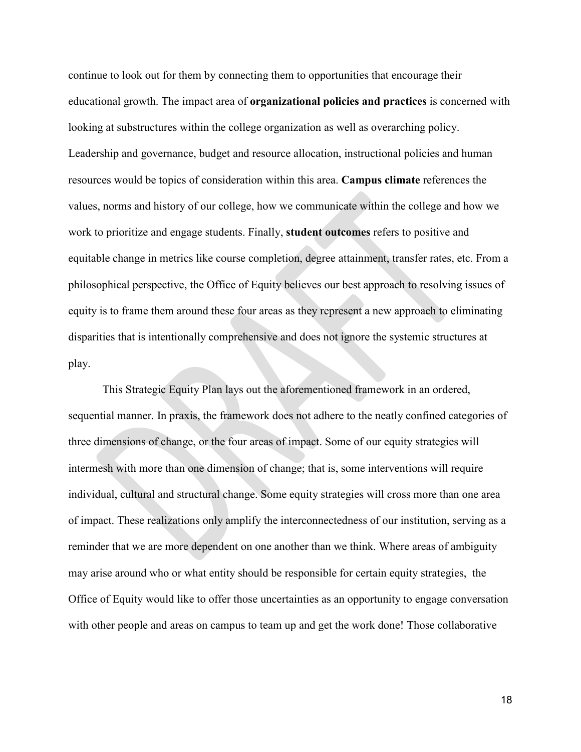continue to look out for them by connecting them to opportunities that encourage their educational growth. The impact area of **organizational policies and practices** is concerned with looking at substructures within the college organization as well as overarching policy. Leadership and governance, budget and resource allocation, instructional policies and human resources would be topics of consideration within this area. **Campus climate** references the values, norms and history of our college, how we communicate within the college and how we work to prioritize and engage students. Finally, **student outcomes** refers to positive and equitable change in metrics like course completion, degree attainment, transfer rates, etc. From a philosophical perspective, the Office of Equity believes our best approach to resolving issues of equity is to frame them around these four areas as they represent a new approach to eliminating disparities that is intentionally comprehensive and does not ignore the systemic structures at play.

This Strategic Equity Plan lays out the aforementioned framework in an ordered, sequential manner. In praxis, the framework does not adhere to the neatly confined categories of three dimensions of change, or the four areas of impact. Some of our equity strategies will intermesh with more than one dimension of change; that is, some interventions will require individual, cultural and structural change. Some equity strategies will cross more than one area of impact. These realizations only amplify the interconnectedness of our institution, serving as a reminder that we are more dependent on one another than we think. Where areas of ambiguity may arise around who or what entity should be responsible for certain equity strategies, the Office of Equity would like to offer those uncertainties as an opportunity to engage conversation with other people and areas on campus to team up and get the work done! Those collaborative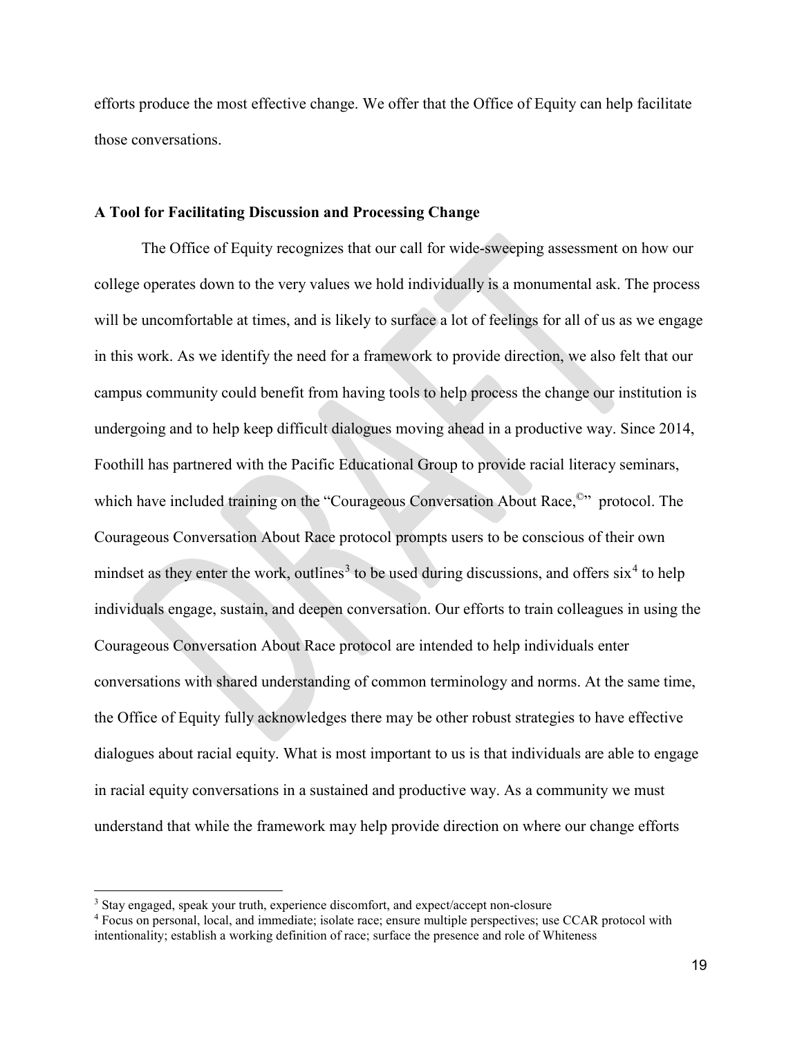efforts produce the most effective change. We offer that the Office of Equity can help facilitate those conversations.

**A Tool for Facilitating Discussion and Processing Change**

The Office of Equity recognizes that our call for wide-sweeping assessment on how our college operates down to the very values we hold individually is a monumental ask. The process will be uncomfortable at times, and is likely to surface a lot of feelings for all of us as we engage in this work. As we identify the need for a framework to provide direction, we also felt that our campus community could benefit from having tools to help process the change our institution is undergoing and to help keep difficult dialogues moving ahead in a productive way. Since 2014, Foothill has partnered with the Pacific Educational Group to provide racial literacy seminars, which have included training on the "Courageous Conversation About Race,©" protocol. The Courageous Conversation About Race protocol prompts users to be conscious of their own mindset as they enter the work, outlines[3] to be used during discussions, and offers six[4] to help individuals engage, sustain, and deepen conversation. Our efforts to train colleagues in using the Courageous Conversation About Race protocol are intended to help individuals enter conversations with shared understanding of common terminology and norms. At the same time, the Office of Equity fully acknowledges there may be other robust strategies to have effective dialogues about racial equity. What is most important to us is that individuals are able to engage in racial equity conversations in a sustained and productive way. As a community we must understand that while the framework may help provide direction on where our change efforts

---

[3] Stay engaged, speak your truth, experience discomfort, and expect/accept non-closure

[4] Focus on personal, local, and immediate; isolate race; ensure multiple perspectives; use CCAR protocol with intentionality; establish a working definition of race; surface the presence and role of Whiteness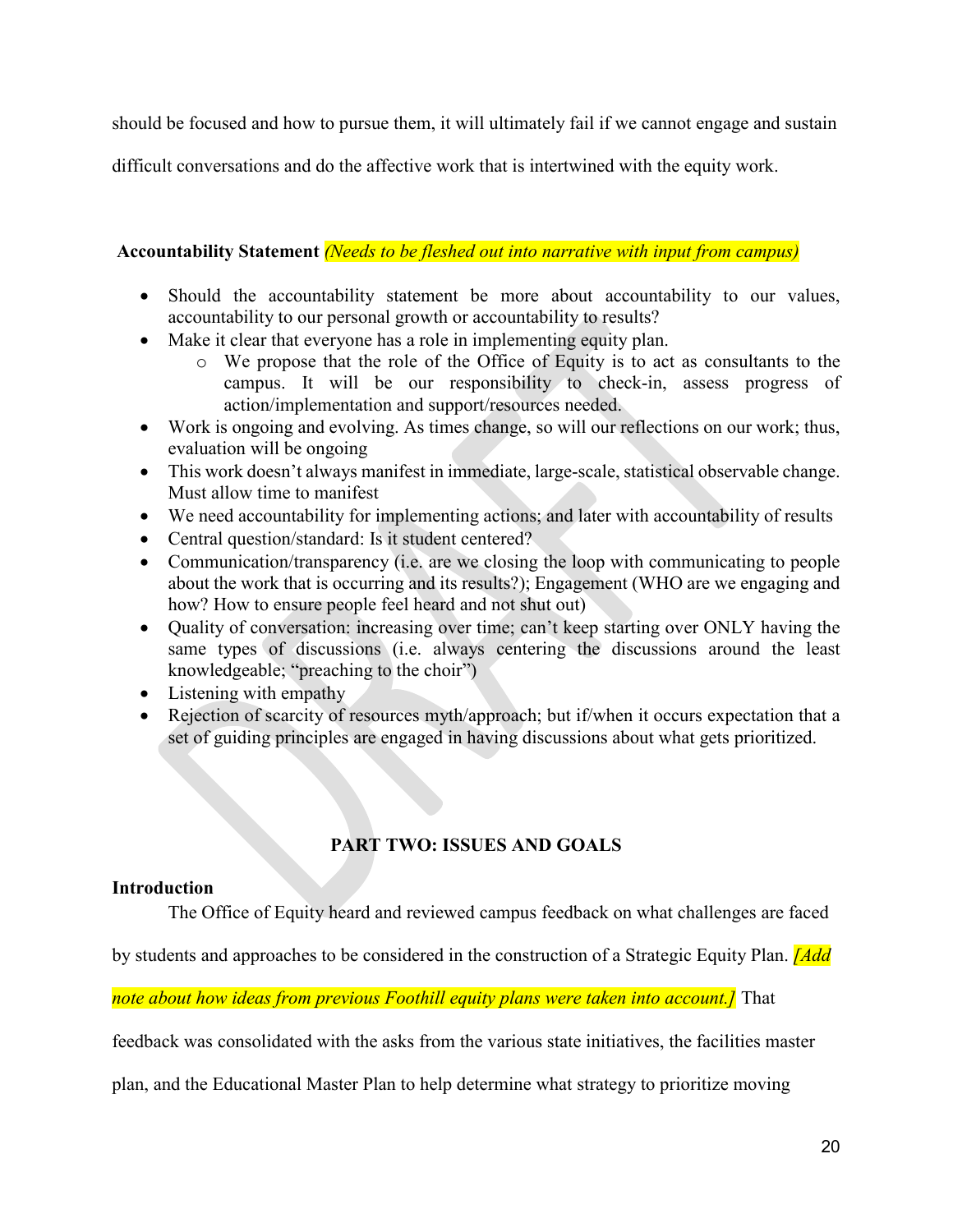should be focused and how to pursue them, it will ultimately fail if we cannot engage and sustain difficult conversations and do the affective work that is intertwined with the equity work.

**Accountability Statement** *(Needs to be fleshed out into narrative with input from campus)*

- Should the accountability statement be more about accountability to our values, accountability to our personal growth or accountability to results?
- Make it clear that everyone has a role in implementing equity plan.
    - We propose that the role of the Office of Equity is to act as consultants to the campus. It will be our responsibility to check-in, assess progress of action/implementation and support/resources needed.
- Work is ongoing and evolving. As times change, so will our reflections on our work; thus, evaluation will be ongoing
- This work doesn't always manifest in immediate, large-scale, statistical observable change. Must allow time to manifest
- We need accountability for implementing actions; and later with accountability of results
- Central question/standard: Is it student centered?
- Communication/transparency (i.e. are we closing the loop with communicating to people about the work that is occurring and its results?); Engagement (WHO are we engaging and how? How to ensure people feel heard and not shut out)
- Quality of conversation: increasing over time; can't keep starting over ONLY having the same types of discussions (i.e. always centering the discussions around the least knowledgeable; "preaching to the choir")
- Listening with empathy
- Rejection of scarcity of resources myth/approach; but if/when it occurs expectation that a set of guiding principles are engaged in having discussions about what gets prioritized.

## PART TWO: ISSUES AND GOALS

**Introduction**

The Office of Equity heard and reviewed campus feedback on what challenges are faced by students and approaches to be considered in the construction of a Strategic Equity Plan. *[Add note about how ideas from previous Foothill equity plans were taken into account.]* That feedback was consolidated with the asks from the various state initiatives, the facilities master plan, and the Educational Master Plan to help determine what strategy to prioritize moving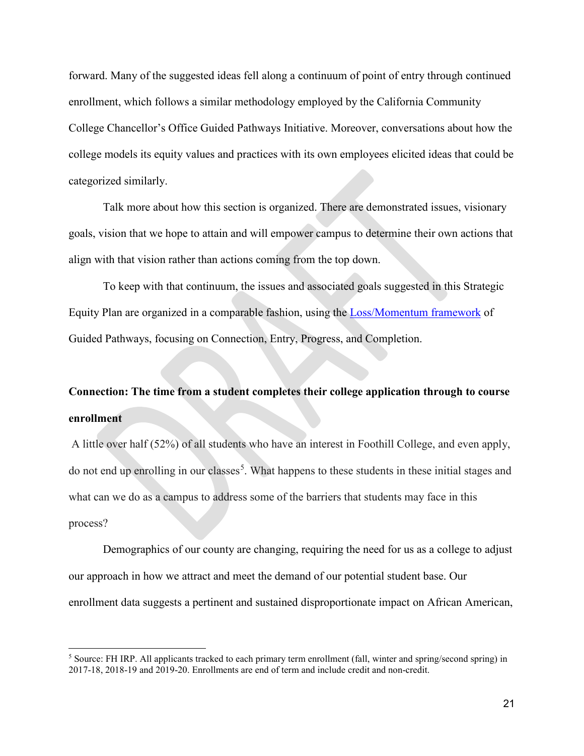forward. Many of the suggested ideas fell along a continuum of point of entry through continued enrollment, which follows a similar methodology employed by the California Community College Chancellor's Office Guided Pathways Initiative. Moreover, conversations about how the college models its equity values and practices with its own employees elicited ideas that could be categorized similarly.

Talk more about how this section is organized. There are demonstrated issues, visionary goals, vision that we hope to attain and will empower campus to determine their own actions that align with that vision rather than actions coming from the top down.

To keep with that continuum, the issues and associated goals suggested in this Strategic Equity Plan are organized in a comparable fashion, using the [Loss/Momentum framework](#) of Guided Pathways, focusing on Connection, Entry, Progress, and Completion.

**Connection: The time from a student completes their college application through to course enrollment**

A little over half (52%) of all students who have an interest in Foothill College, and even apply, do not end up enrolling in our classes[5]. What happens to these students in these initial stages and what can we do as a campus to address some of the barriers that students may face in this process?

Demographics of our county are changing, requiring the need for us as a college to adjust our approach in how we attract and meet the demand of our potential student base. Our enrollment data suggests a pertinent and sustained disproportionate impact on African American,

[5] Source: FH IRP. All applicants tracked to each primary term enrollment (fall, winter and spring/second spring) in 2017-18, 2018-19 and 2019-20. Enrollments are end of term and include credit and non-credit.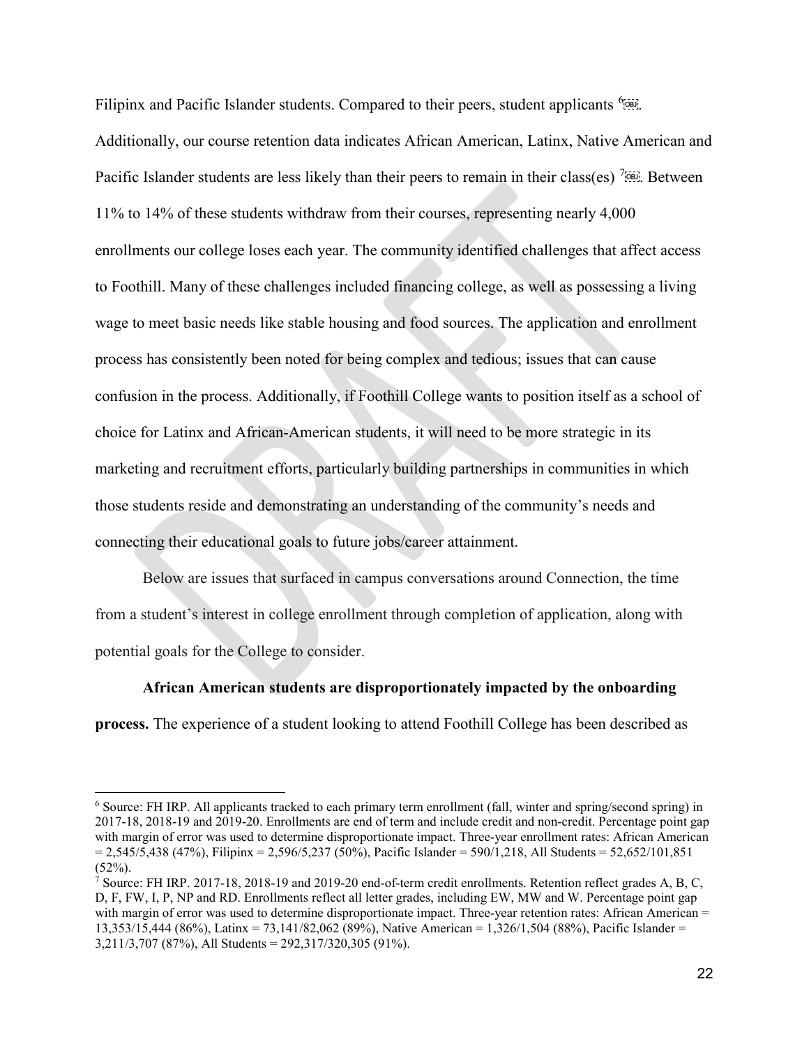Filipinx and Pacific Islander students. Compared to their peers, student applicants [6]. Additionally, our course retention data indicates African American, Latinx, Native American and Pacific Islander students are less likely than their peers to remain in their class(es) [7]. Between 11% to 14% of these students withdraw from their courses, representing nearly 4,000 enrollments our college loses each year. The community identified challenges that affect access to Foothill. Many of these challenges included financing college, as well as possessing a living wage to meet basic needs like stable housing and food sources. The application and enrollment process has consistently been noted for being complex and tedious; issues that can cause confusion in the process. Additionally, if Foothill College wants to position itself as a school of choice for Latinx and African-American students, it will need to be more strategic in its marketing and recruitment efforts, particularly building partnerships in communities in which those students reside and demonstrating an understanding of the community's needs and connecting their educational goals to future jobs/career attainment.

Below are issues that surfaced in campus conversations around Connection, the time from a student's interest in college enrollment through completion of application, along with potential goals for the College to consider.

**African American students are disproportionately impacted by the onboarding process.** The experience of a student looking to attend Foothill College has been described as

---

[6] Source: FH IRP. All applicants tracked to each primary term enrollment (fall, winter and spring/second spring) in 2017-18, 2018-19 and 2019-20. Enrollments are end of term and include credit and non-credit. Percentage point gap with margin of error was used to determine disproportionate impact. Three-year enrollment rates: African American = 2,545/5,438 (47%), Filipinx = 2,596/5,237 (50%), Pacific Islander = 590/1,218, All Students = 52,652/101,851 (52%).

[7] Source: FH IRP. 2017-18, 2018-19 and 2019-20 end-of-term credit enrollments. Retention reflect grades A, B, C, D, F, FW, I, P, NP and RD. Enrollments reflect all letter grades, including EW, MW and W. Percentage point gap with margin of error was used to determine disproportionate impact. Three-year retention rates: African American = 13,353/15,444 (86%), Latinx = 73,141/82,062 (89%), Native American = 1,326/1,504 (88%), Pacific Islander = 3,211/3,707 (87%), All Students = 292,317/320,305 (91%).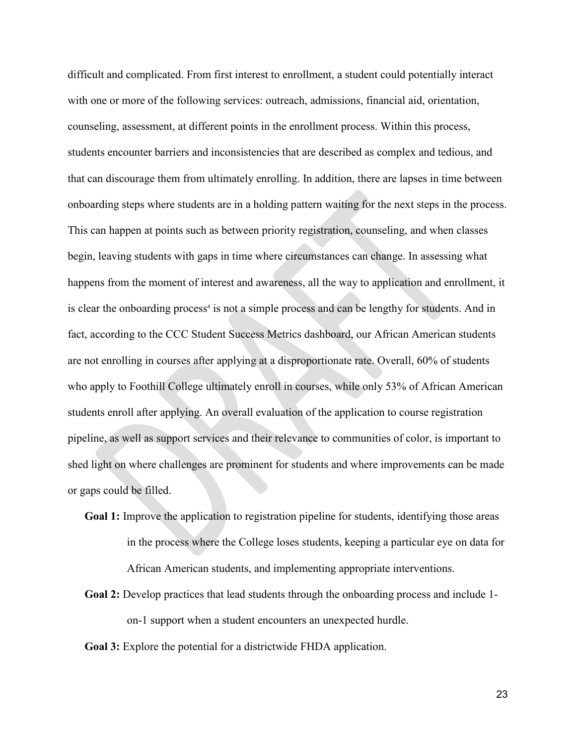difficult and complicated. From first interest to enrollment, a student could potentially interact with one or more of the following services: outreach, admissions, financial aid, orientation, counseling, assessment, at different points in the enrollment process. Within this process, students encounter barriers and inconsistencies that are described as complex and tedious, and that can discourage them from ultimately enrolling. In addition, there are lapses in time between onboarding steps where students are in a holding pattern waiting for the next steps in the process. This can happen at points such as between priority registration, counseling, and when classes begin, leaving students with gaps in time where circumstances can change. In assessing what happens from the moment of interest and awareness, all the way to application and enrollment, it is clear the onboarding process[4] is not a simple process and can be lengthy for students. And in fact, according to the CCC Student Success Metrics dashboard, our African American students are not enrolling in courses after applying at a disproportionate rate. Overall, 60% of students who apply to Foothill College ultimately enroll in courses, while only 53% of African American students enroll after applying. An overall evaluation of the application to course registration pipeline, as well as support services and their relevance to communities of color, is important to shed light on where challenges are prominent for students and where improvements can be made or gaps could be filled.

**Goal 1:** Improve the application to registration pipeline for students, identifying those areas in the process where the College loses students, keeping a particular eye on data for African American students, and implementing appropriate interventions.

**Goal 2:** Develop practices that lead students through the onboarding process and include 1-on-1 support when a student encounters an unexpected hurdle.

**Goal 3:** Explore the potential for a districtwide FHDA application.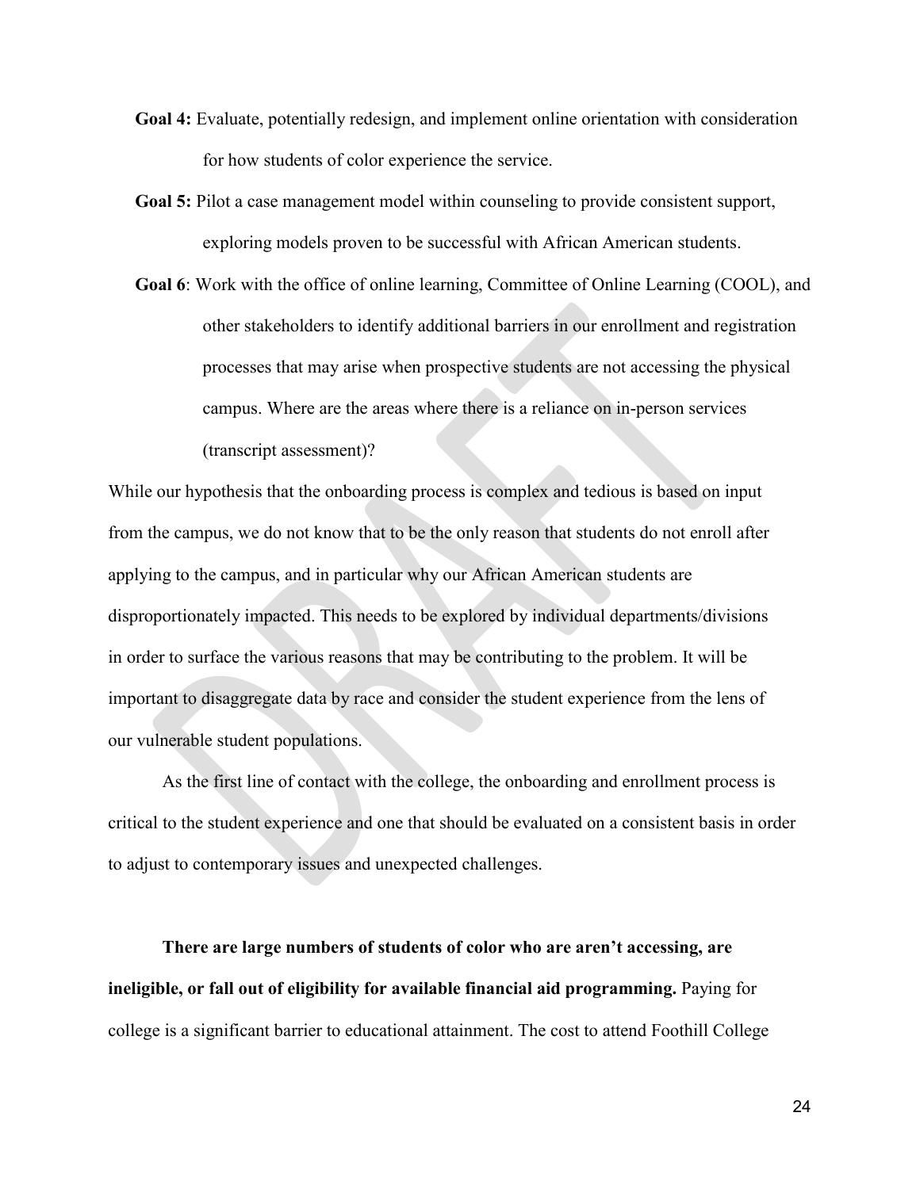**Goal 4:** Evaluate, potentially redesign, and implement online orientation with consideration for how students of color experience the service.

**Goal 5:** Pilot a case management model within counseling to provide consistent support, exploring models proven to be successful with African American students.

**Goal 6**: Work with the office of online learning, Committee of Online Learning (COOL), and other stakeholders to identify additional barriers in our enrollment and registration processes that may arise when prospective students are not accessing the physical campus. Where are the areas where there is a reliance on in-person services (transcript assessment)?

While our hypothesis that the onboarding process is complex and tedious is based on input from the campus, we do not know that to be the only reason that students do not enroll after applying to the campus, and in particular why our African American students are disproportionately impacted. This needs to be explored by individual departments/divisions in order to surface the various reasons that may be contributing to the problem. It will be important to disaggregate data by race and consider the student experience from the lens of our vulnerable student populations.

As the first line of contact with the college, the onboarding and enrollment process is critical to the student experience and one that should be evaluated on a consistent basis in order to adjust to contemporary issues and unexpected challenges.

**There are large numbers of students of color who are aren't accessing, are ineligible, or fall out of eligibility for available financial aid programming.** Paying for college is a significant barrier to educational attainment. The cost to attend Foothill College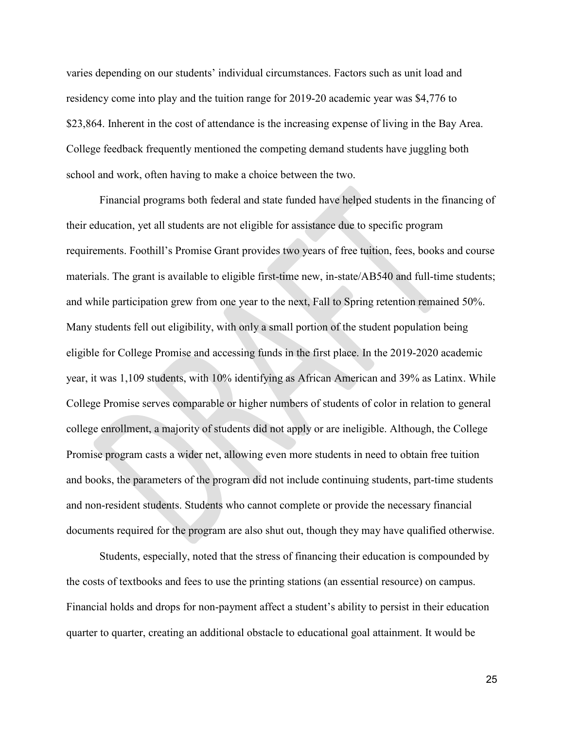varies depending on our students' individual circumstances. Factors such as unit load and residency come into play and the tuition range for 2019-20 academic year was $4,776 to $23,864. Inherent in the cost of attendance is the increasing expense of living in the Bay Area. College feedback frequently mentioned the competing demand students have juggling both school and work, often having to make a choice between the two.

Financial programs both federal and state funded have helped students in the financing of their education, yet all students are not eligible for assistance due to specific program requirements. Foothill's Promise Grant provides two years of free tuition, fees, books and course materials. The grant is available to eligible first-time new, in-state/AB540 and full-time students; and while participation grew from one year to the next, Fall to Spring retention remained 50%. Many students fell out eligibility, with only a small portion of the student population being eligible for College Promise and accessing funds in the first place. In the 2019-2020 academic year, it was 1,109 students, with 10% identifying as African American and 39% as Latinx. While College Promise serves comparable or higher numbers of students of color in relation to general college enrollment, a majority of students did not apply or are ineligible. Although, the College Promise program casts a wider net, allowing even more students in need to obtain free tuition and books, the parameters of the program did not include continuing students, part-time students and non-resident students. Students who cannot complete or provide the necessary financial documents required for the program are also shut out, though they may have qualified otherwise.

Students, especially, noted that the stress of financing their education is compounded by the costs of textbooks and fees to use the printing stations (an essential resource) on campus. Financial holds and drops for non-payment affect a student's ability to persist in their education quarter to quarter, creating an additional obstacle to educational goal attainment. It would be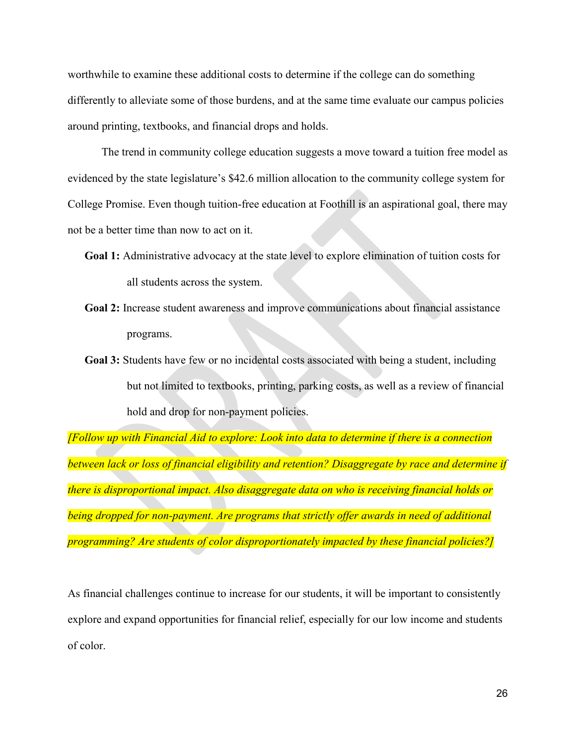worthwhile to examine these additional costs to determine if the college can do something differently to alleviate some of those burdens, and at the same time evaluate our campus policies around printing, textbooks, and financial drops and holds.

The trend in community college education suggests a move toward a tuition free model as evidenced by the state legislature's $42.6 million allocation to the community college system for College Promise. Even though tuition-free education at Foothill is an aspirational goal, there may not be a better time than now to act on it.

**Goal 1:** Administrative advocacy at the state level to explore elimination of tuition costs for all students across the system.

**Goal 2:** Increase student awareness and improve communications about financial assistance programs.

**Goal 3:** Students have few or no incidental costs associated with being a student, including but not limited to textbooks, printing, parking costs, as well as a review of financial hold and drop for non-payment policies.

*[Follow up with Financial Aid to explore: Look into data to determine if there is a connection between lack or loss of financial eligibility and retention? Disaggregate by race and determine if there is disproportional impact. Also disaggregate data on who is receiving financial holds or being dropped for non-payment. Are programs that strictly offer awards in need of additional programming? Are students of color disproportionately impacted by these financial policies?]*

As financial challenges continue to increase for our students, it will be important to consistently explore and expand opportunities for financial relief, especially for our low income and students of color.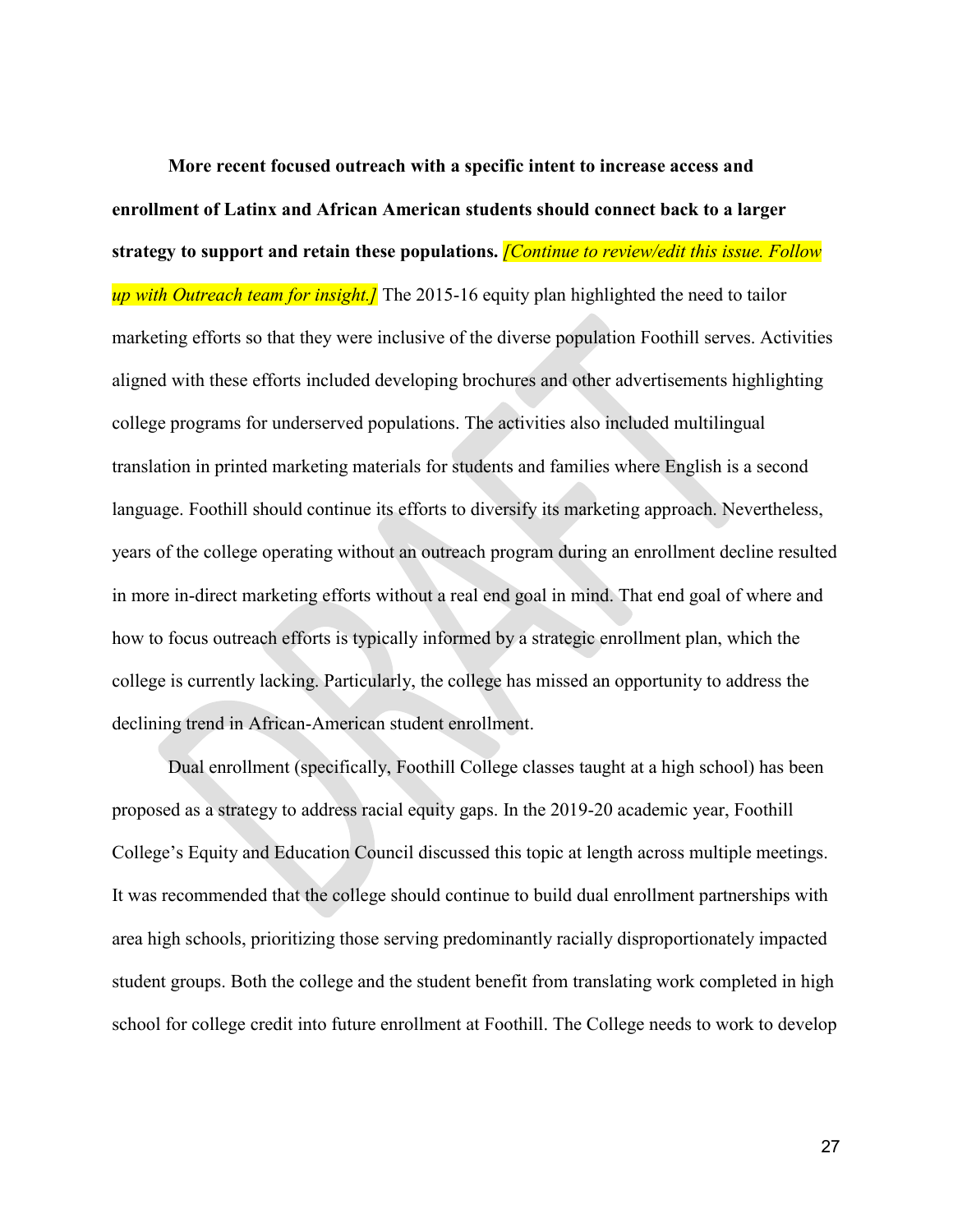**More recent focused outreach with a specific intent to increase access and enrollment of Latinx and African American students should connect back to a larger strategy to support and retain these populations.** *[Continue to review/edit this issue. Follow up with Outreach team for insight.]* The 2015-16 equity plan highlighted the need to tailor marketing efforts so that they were inclusive of the diverse population Foothill serves. Activities aligned with these efforts included developing brochures and other advertisements highlighting college programs for underserved populations. The activities also included multilingual translation in printed marketing materials for students and families where English is a second language. Foothill should continue its efforts to diversify its marketing approach. Nevertheless, years of the college operating without an outreach program during an enrollment decline resulted in more in-direct marketing efforts without a real end goal in mind. That end goal of where and how to focus outreach efforts is typically informed by a strategic enrollment plan, which the college is currently lacking. Particularly, the college has missed an opportunity to address the declining trend in African-American student enrollment.

Dual enrollment (specifically, Foothill College classes taught at a high school) has been proposed as a strategy to address racial equity gaps. In the 2019-20 academic year, Foothill College's Equity and Education Council discussed this topic at length across multiple meetings. It was recommended that the college should continue to build dual enrollment partnerships with area high schools, prioritizing those serving predominantly racially disproportionately impacted student groups. Both the college and the student benefit from translating work completed in high school for college credit into future enrollment at Foothill. The College needs to work to develop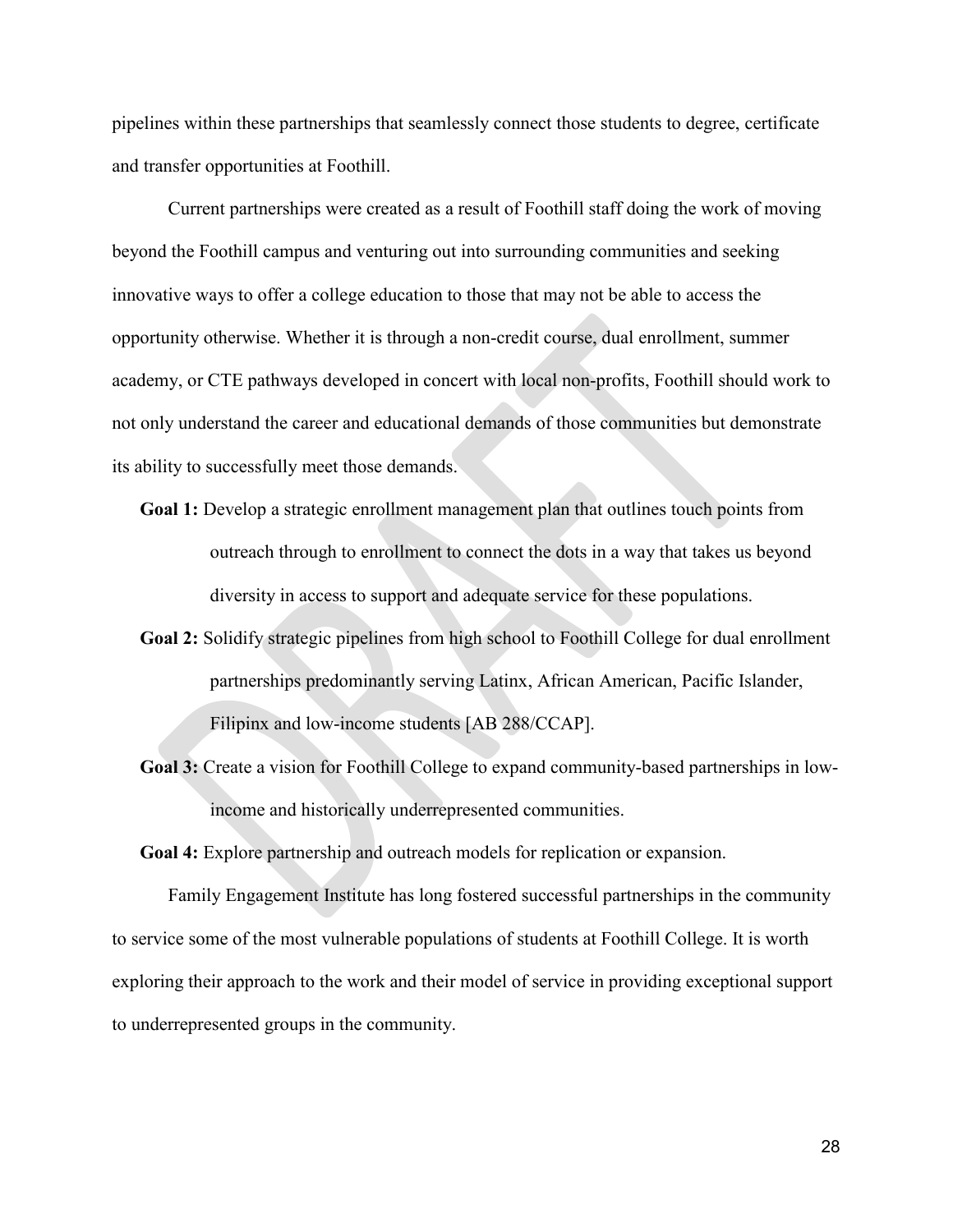pipelines within these partnerships that seamlessly connect those students to degree, certificate and transfer opportunities at Foothill.

Current partnerships were created as a result of Foothill staff doing the work of moving beyond the Foothill campus and venturing out into surrounding communities and seeking innovative ways to offer a college education to those that may not be able to access the opportunity otherwise. Whether it is through a non-credit course, dual enrollment, summer academy, or CTE pathways developed in concert with local non-profits, Foothill should work to not only understand the career and educational demands of those communities but demonstrate its ability to successfully meet those demands.

**Goal 1:** Develop a strategic enrollment management plan that outlines touch points from outreach through to enrollment to connect the dots in a way that takes us beyond diversity in access to support and adequate service for these populations.

**Goal 2:** Solidify strategic pipelines from high school to Foothill College for dual enrollment partnerships predominantly serving Latinx, African American, Pacific Islander, Filipinx and low-income students [AB 288/CCAP].

**Goal 3:** Create a vision for Foothill College to expand community-based partnerships in low-income and historically underrepresented communities.

**Goal 4:** Explore partnership and outreach models for replication or expansion.

Family Engagement Institute has long fostered successful partnerships in the community to service some of the most vulnerable populations of students at Foothill College. It is worth exploring their approach to the work and their model of service in providing exceptional support to underrepresented groups in the community.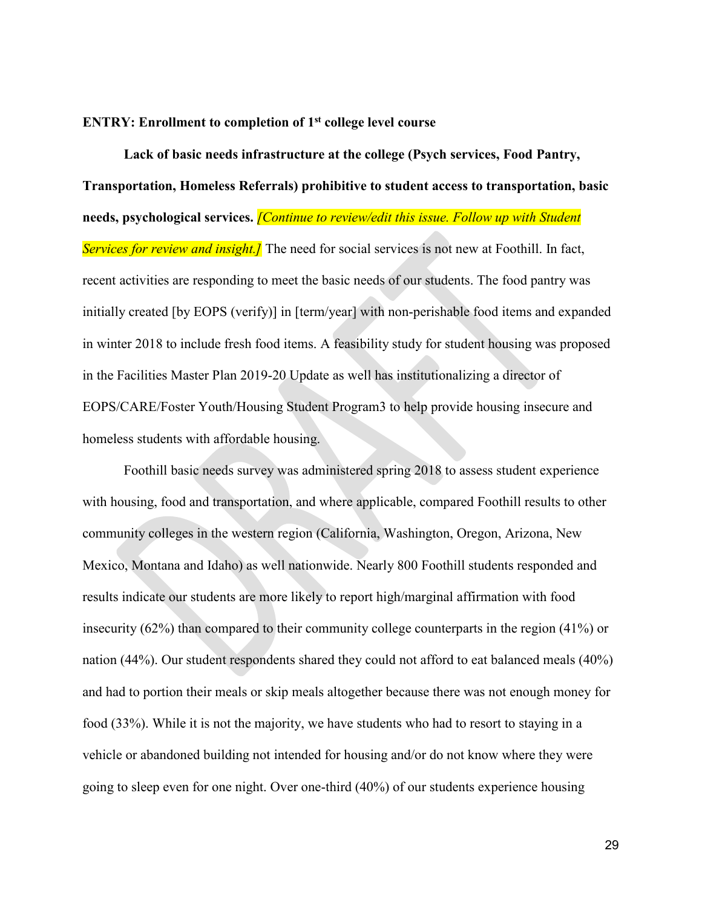**ENTRY: Enrollment to completion of 1st college level course**

**Lack of basic needs infrastructure at the college (Psych services, Food Pantry, Transportation, Homeless Referrals) prohibitive to student access to transportation, basic needs, psychological services.** *[Continue to review/edit this issue. Follow up with Student Services for review and insight.]* The need for social services is not new at Foothill. In fact, recent activities are responding to meet the basic needs of our students. The food pantry was initially created [by EOPS (verify)] in [term/year] with non-perishable food items and expanded in winter 2018 to include fresh food items. A feasibility study for student housing was proposed in the Facilities Master Plan 2019-20 Update as well has institutionalizing a director of EOPS/CARE/Foster Youth/Housing Student Program3 to help provide housing insecure and homeless students with affordable housing.

Foothill basic needs survey was administered spring 2018 to assess student experience with housing, food and transportation, and where applicable, compared Foothill results to other community colleges in the western region (California, Washington, Oregon, Arizona, New Mexico, Montana and Idaho) as well nationwide. Nearly 800 Foothill students responded and results indicate our students are more likely to report high/marginal affirmation with food insecurity (62%) than compared to their community college counterparts in the region (41%) or nation (44%). Our student respondents shared they could not afford to eat balanced meals (40%) and had to portion their meals or skip meals altogether because there was not enough money for food (33%). While it is not the majority, we have students who had to resort to staying in a vehicle or abandoned building not intended for housing and/or do not know where they were going to sleep even for one night. Over one-third (40%) of our students experience housing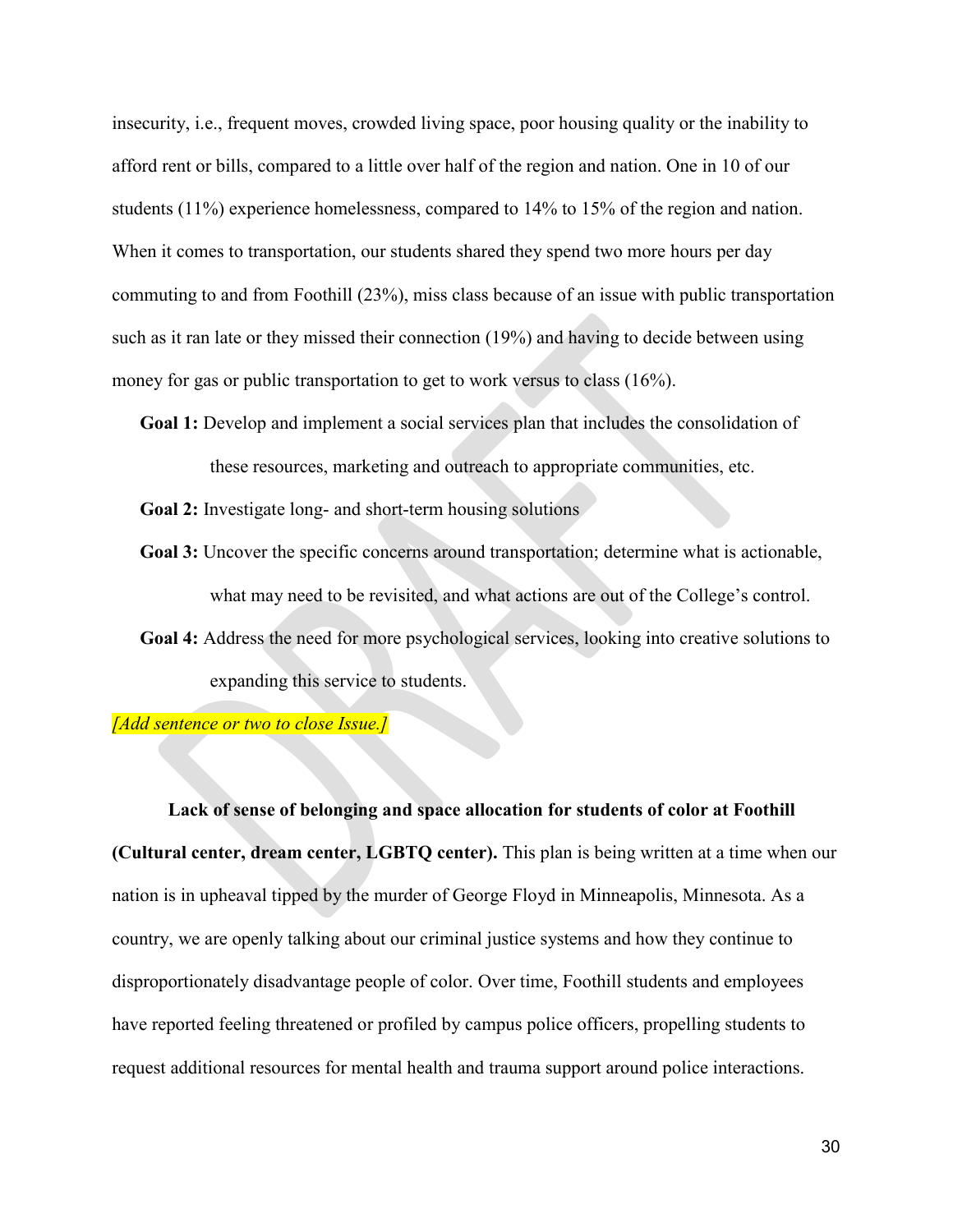insecurity, i.e., frequent moves, crowded living space, poor housing quality or the inability to afford rent or bills, compared to a little over half of the region and nation. One in 10 of our students (11%) experience homelessness, compared to 14% to 15% of the region and nation. When it comes to transportation, our students shared they spend two more hours per day commuting to and from Foothill (23%), miss class because of an issue with public transportation such as it ran late or they missed their connection (19%) and having to decide between using money for gas or public transportation to get to work versus to class (16%).

**Goal 1:** Develop and implement a social services plan that includes the consolidation of these resources, marketing and outreach to appropriate communities, etc.

**Goal 2:** Investigate long- and short-term housing solutions

**Goal 3:** Uncover the specific concerns around transportation; determine what is actionable, what may need to be revisited, and what actions are out of the College's control.

**Goal 4:** Address the need for more psychological services, looking into creative solutions to expanding this service to students.

*[Add sentence or two to close Issue.]*

**Lack of sense of belonging and space allocation for students of color at Foothill (Cultural center, dream center, LGBTQ center).** This plan is being written at a time when our nation is in upheaval tipped by the murder of George Floyd in Minneapolis, Minnesota. As a country, we are openly talking about our criminal justice systems and how they continue to disproportionately disadvantage people of color. Over time, Foothill students and employees have reported feeling threatened or profiled by campus police officers, propelling students to request additional resources for mental health and trauma support around police interactions.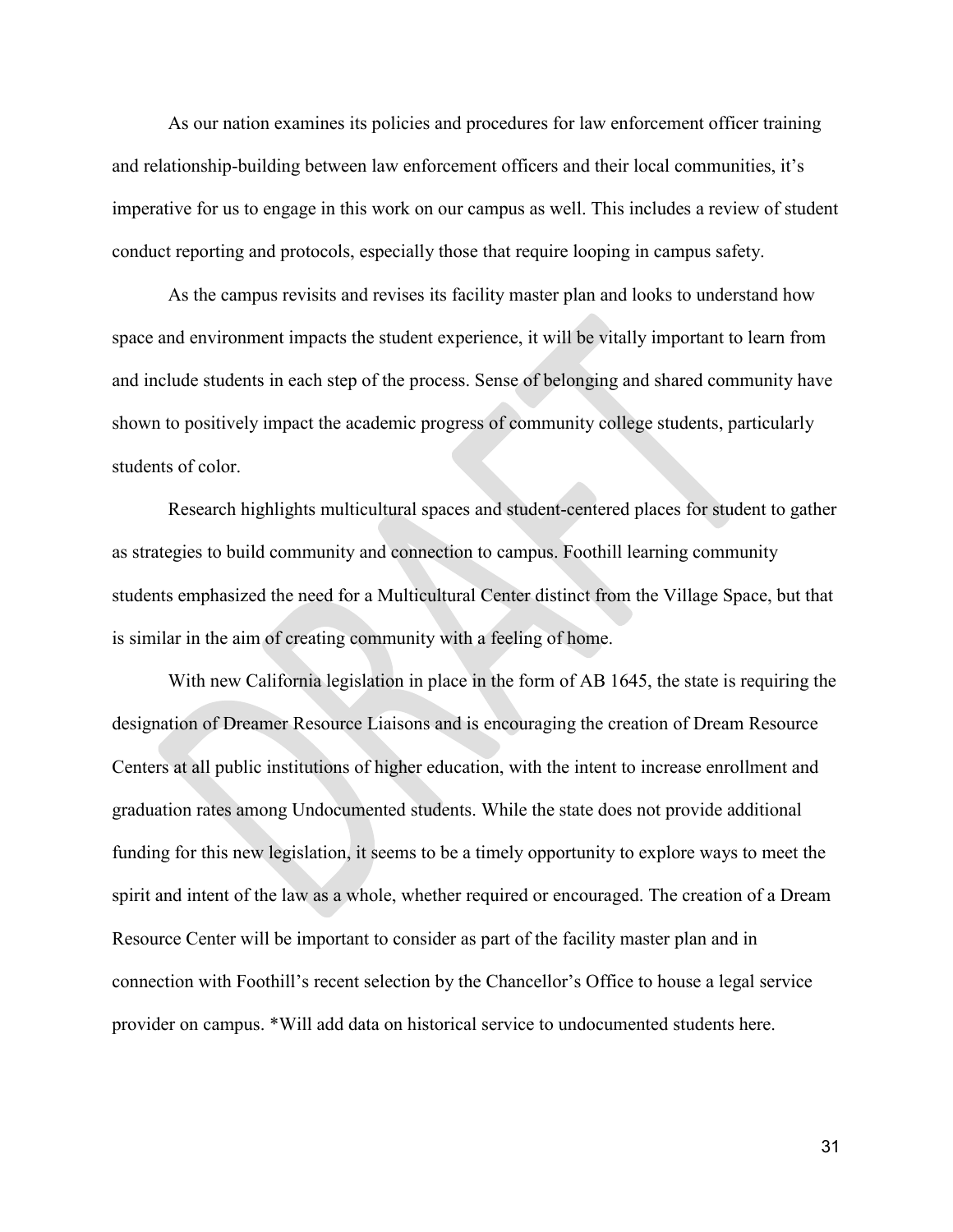As our nation examines its policies and procedures for law enforcement officer training and relationship-building between law enforcement officers and their local communities, it's imperative for us to engage in this work on our campus as well. This includes a review of student conduct reporting and protocols, especially those that require looping in campus safety.

As the campus revisits and revises its facility master plan and looks to understand how space and environment impacts the student experience, it will be vitally important to learn from and include students in each step of the process. Sense of belonging and shared community have shown to positively impact the academic progress of community college students, particularly students of color.

Research highlights multicultural spaces and student-centered places for student to gather as strategies to build community and connection to campus. Foothill learning community students emphasized the need for a Multicultural Center distinct from the Village Space, but that is similar in the aim of creating community with a feeling of home.

With new California legislation in place in the form of AB 1645, the state is requiring the designation of Dreamer Resource Liaisons and is encouraging the creation of Dream Resource Centers at all public institutions of higher education, with the intent to increase enrollment and graduation rates among Undocumented students. While the state does not provide additional funding for this new legislation, it seems to be a timely opportunity to explore ways to meet the spirit and intent of the law as a whole, whether required or encouraged. The creation of a Dream Resource Center will be important to consider as part of the facility master plan and in connection with Foothill's recent selection by the Chancellor's Office to house a legal service provider on campus. *Will add data on historical service to undocumented students here.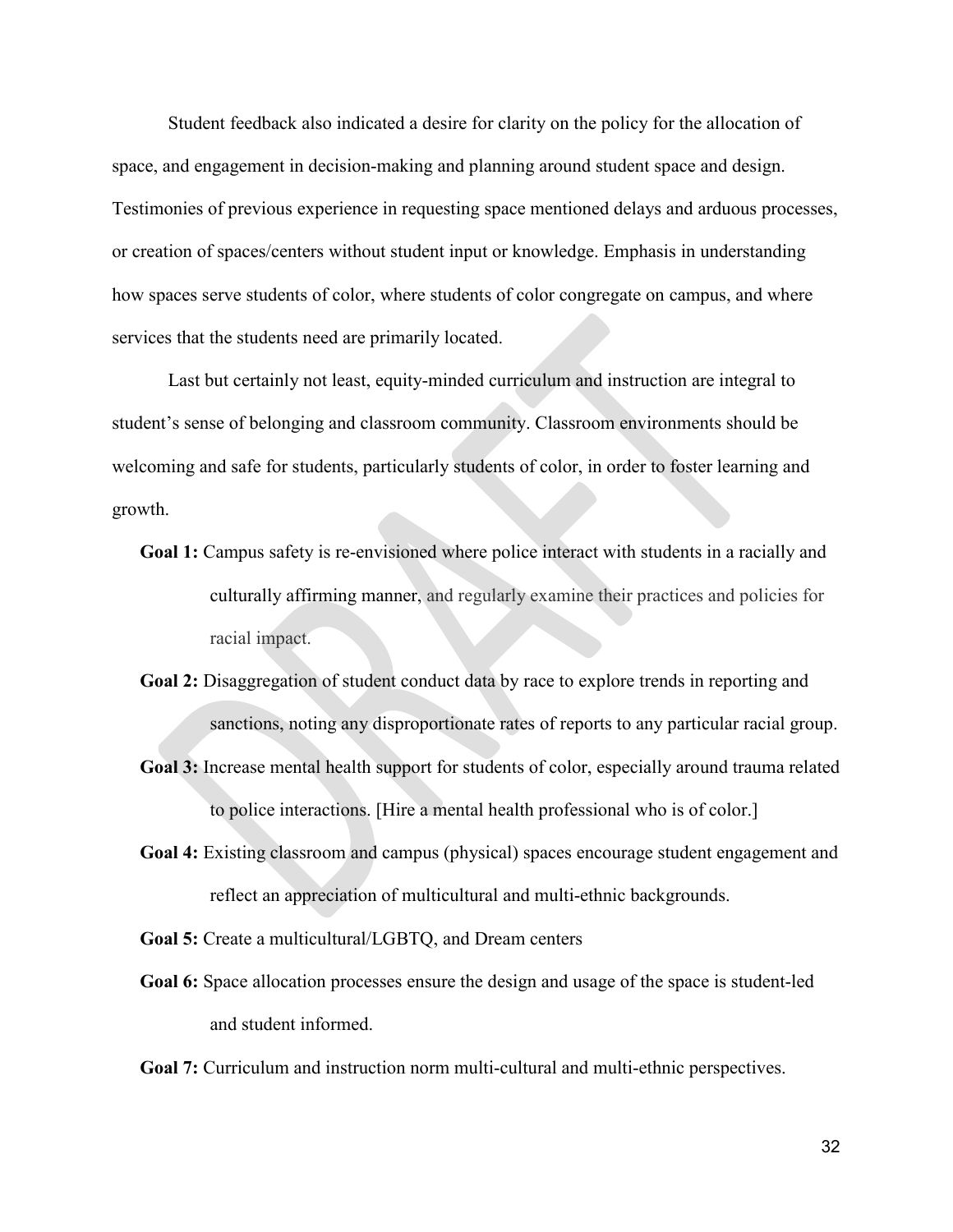Student feedback also indicated a desire for clarity on the policy for the allocation of space, and engagement in decision-making and planning around student space and design. Testimonies of previous experience in requesting space mentioned delays and arduous processes, or creation of spaces/centers without student input or knowledge. Emphasis in understanding how spaces serve students of color, where students of color congregate on campus, and where services that the students need are primarily located.

Last but certainly not least, equity-minded curriculum and instruction are integral to student's sense of belonging and classroom community. Classroom environments should be welcoming and safe for students, particularly students of color, in order to foster learning and growth.

**Goal 1:** Campus safety is re-envisioned where police interact with students in a racially and culturally affirming manner, and regularly examine their practices and policies for racial impact.

**Goal 2:** Disaggregation of student conduct data by race to explore trends in reporting and sanctions, noting any disproportionate rates of reports to any particular racial group.

**Goal 3:** Increase mental health support for students of color, especially around trauma related to police interactions. [Hire a mental health professional who is of color.]

**Goal 4:** Existing classroom and campus (physical) spaces encourage student engagement and reflect an appreciation of multicultural and multi-ethnic backgrounds.

**Goal 5:** Create a multicultural/LGBTQ, and Dream centers

**Goal 6:** Space allocation processes ensure the design and usage of the space is student-led and student informed.

**Goal 7:** Curriculum and instruction norm multi-cultural and multi-ethnic perspectives.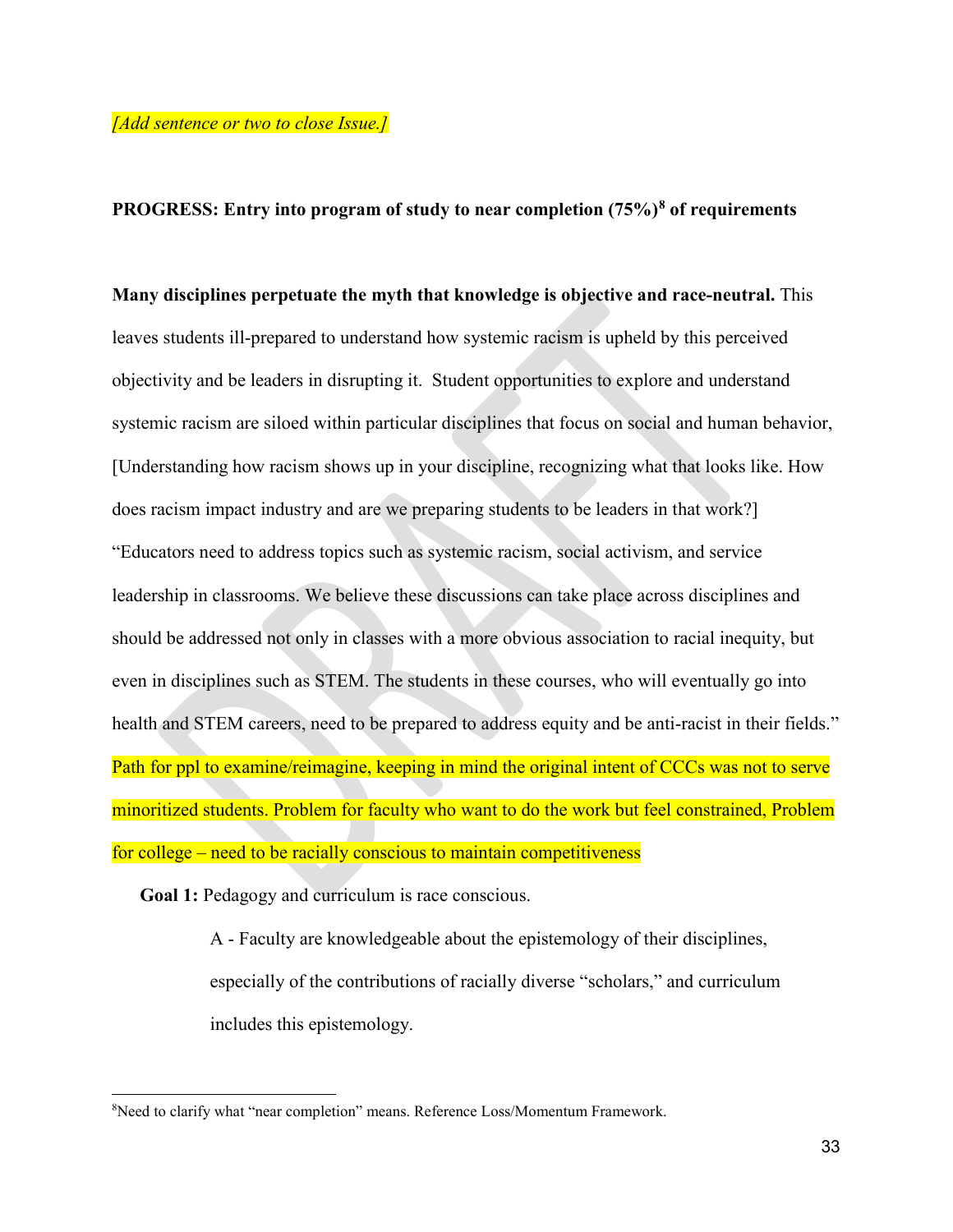*[Add sentence or two to close Issue.]*

**PROGRESS: Entry into program of study to near completion (75%)[8] of requirements**

**Many disciplines perpetuate the myth that knowledge is objective and race-neutral.** This leaves students ill-prepared to understand how systemic racism is upheld by this perceived objectivity and be leaders in disrupting it. Student opportunities to explore and understand systemic racism are siloed within particular disciplines that focus on social and human behavior, [Understanding how racism shows up in your discipline, recognizing what that looks like. How does racism impact industry and are we preparing students to be leaders in that work?] "Educators need to address topics such as systemic racism, social activism, and service leadership in classrooms. We believe these discussions can take place across disciplines and should be addressed not only in classes with a more obvious association to racial inequity, but even in disciplines such as STEM. The students in these courses, who will eventually go into health and STEM careers, need to be prepared to address equity and be anti-racist in their fields." Path for ppl to examine/reimagine, keeping in mind the original intent of CCCs was not to serve minoritized students. Problem for faculty who want to do the work but feel constrained, Problem for college – need to be racially conscious to maintain competitiveness

**Goal 1:** Pedagogy and curriculum is race conscious.

A - Faculty are knowledgeable about the epistemology of their disciplines, especially of the contributions of racially diverse "scholars," and curriculum includes this epistemology.

---

[8] Need to clarify what "near completion" means. Reference Loss/Momentum Framework.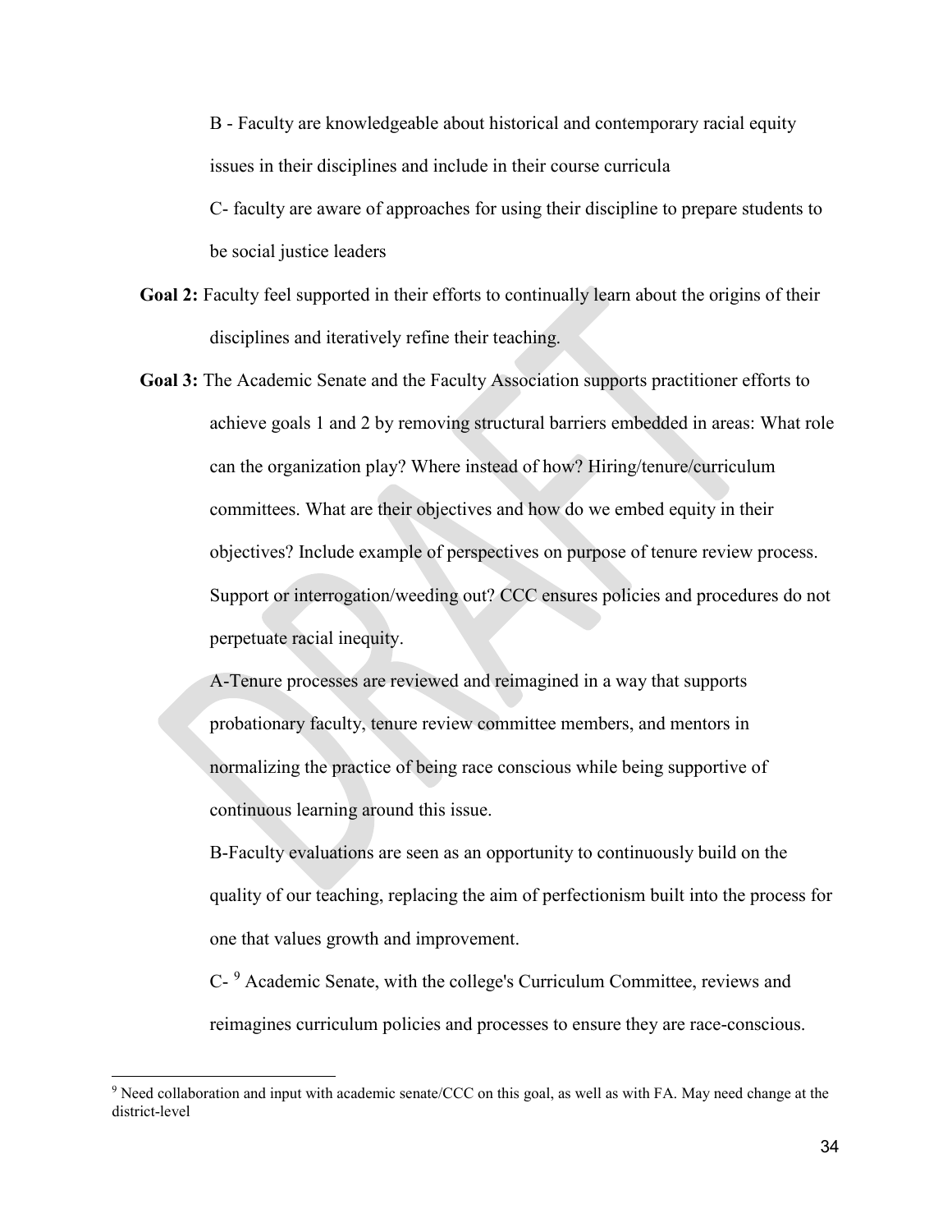B - Faculty are knowledgeable about historical and contemporary racial equity issues in their disciplines and include in their course curricula

C- faculty are aware of approaches for using their discipline to prepare students to be social justice leaders

**Goal 2:** Faculty feel supported in their efforts to continually learn about the origins of their disciplines and iteratively refine their teaching.

**Goal 3:** The Academic Senate and the Faculty Association supports practitioner efforts to achieve goals 1 and 2 by removing structural barriers embedded in areas: What role can the organization play? Where instead of how? Hiring/tenure/curriculum committees. What are their objectives and how do we embed equity in their objectives? Include example of perspectives on purpose of tenure review process. Support or interrogation/weeding out? CCC ensures policies and procedures do not perpetuate racial inequity.

A-Tenure processes are reviewed and reimagined in a way that supports probationary faculty, tenure review committee members, and mentors in normalizing the practice of being race conscious while being supportive of continuous learning around this issue.

B-Faculty evaluations are seen as an opportunity to continuously build on the quality of our teaching, replacing the aim of perfectionism built into the process for one that values growth and improvement.

C- [9] Academic Senate, with the college's Curriculum Committee, reviews and reimagines curriculum policies and processes to ensure they are race-conscious.

[9] Need collaboration and input with academic senate/CCC on this goal, as well as with FA. May need change at the district-level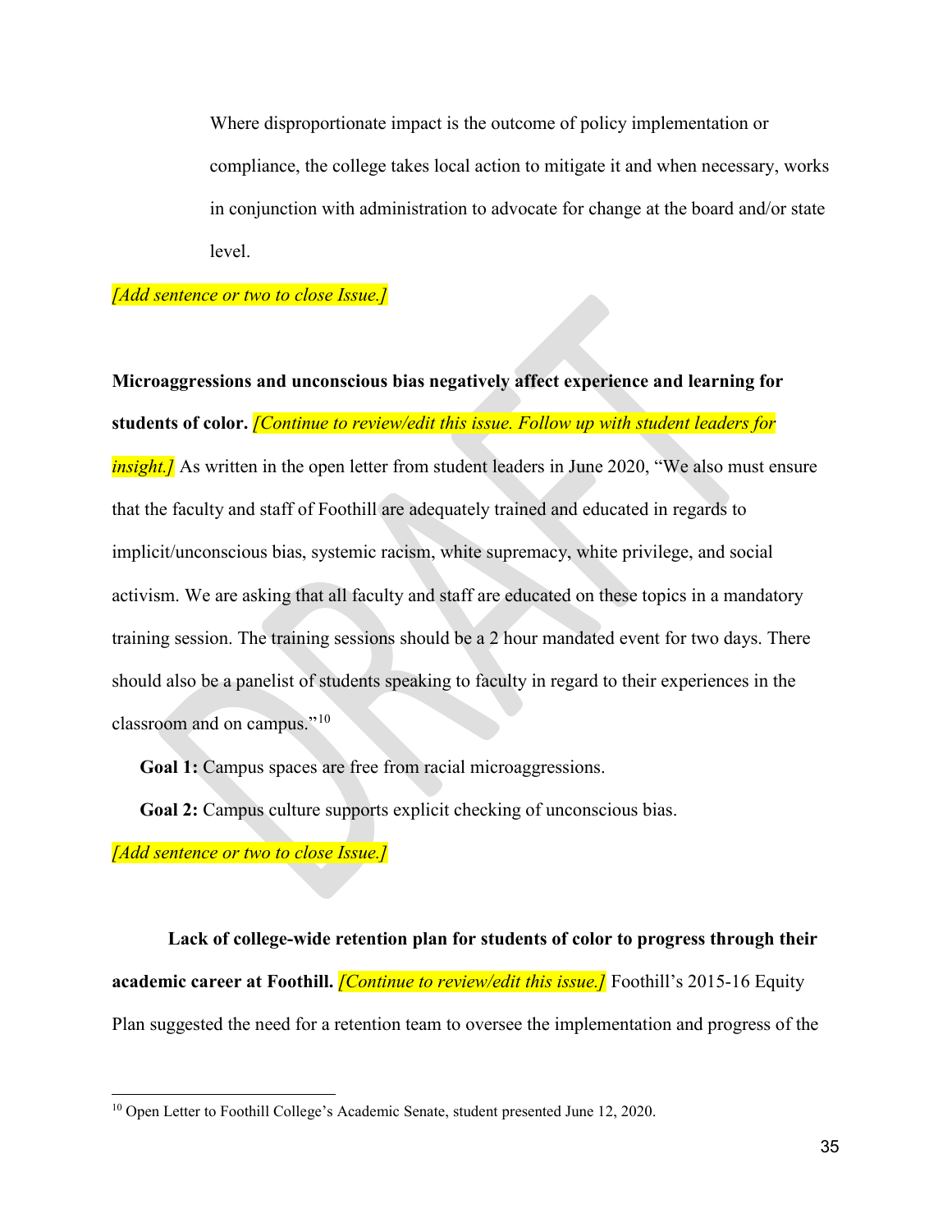> Where disproportionate impact is the outcome of policy implementation or compliance, the college takes local action to mitigate it and when necessary, works in conjunction with administration to advocate for change at the board and/or state level.

*[Add sentence or two to close Issue.]*

**Microaggressions and unconscious bias negatively affect experience and learning for students of color.** *[Continue to review/edit this issue. Follow up with student leaders for insight.]* As written in the open letter from student leaders in June 2020, "We also must ensure that the faculty and staff of Foothill are adequately trained and educated in regards to implicit/unconscious bias, systemic racism, white supremacy, white privilege, and social activism. We are asking that all faculty and staff are educated on these topics in a mandatory training session. The training sessions should be a 2 hour mandated event for two days. There should also be a panelist of students speaking to faculty in regard to their experiences in the classroom and on campus."[10]

**Goal 1:** Campus spaces are free from racial microaggressions.

**Goal 2:** Campus culture supports explicit checking of unconscious bias.

*[Add sentence or two to close Issue.]*

**Lack of college-wide retention plan for students of color to progress through their academic career at Foothill.** *[Continue to review/edit this issue.]* Foothill's 2015-16 Equity Plan suggested the need for a retention team to oversee the implementation and progress of the

[10] Open Letter to Foothill College's Academic Senate, student presented June 12, 2020.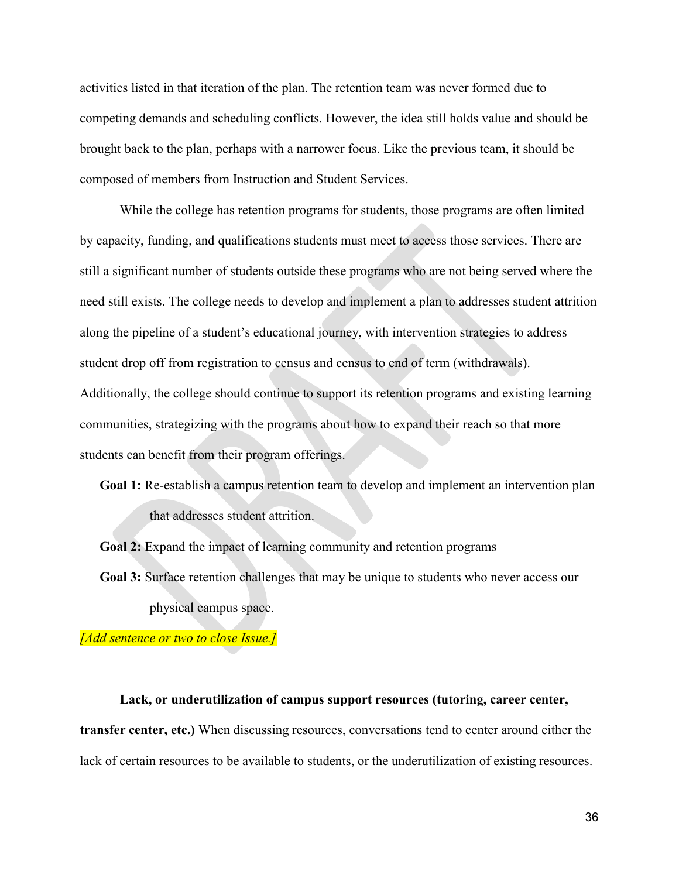activities listed in that iteration of the plan. The retention team was never formed due to competing demands and scheduling conflicts. However, the idea still holds value and should be brought back to the plan, perhaps with a narrower focus. Like the previous team, it should be composed of members from Instruction and Student Services.

While the college has retention programs for students, those programs are often limited by capacity, funding, and qualifications students must meet to access those services. There are still a significant number of students outside these programs who are not being served where the need still exists. The college needs to develop and implement a plan to addresses student attrition along the pipeline of a student's educational journey, with intervention strategies to address student drop off from registration to census and census to end of term (withdrawals). Additionally, the college should continue to support its retention programs and existing learning communities, strategizing with the programs about how to expand their reach so that more students can benefit from their program offerings.

**Goal 1:** Re-establish a campus retention team to develop and implement an intervention plan that addresses student attrition.

**Goal 2:** Expand the impact of learning community and retention programs

**Goal 3:** Surface retention challenges that may be unique to students who never access our physical campus space.

*[Add sentence or two to close Issue.]*

**Lack, or underutilization of campus support resources (tutoring, career center, transfer center, etc.)** When discussing resources, conversations tend to center around either the lack of certain resources to be available to students, or the underutilization of existing resources.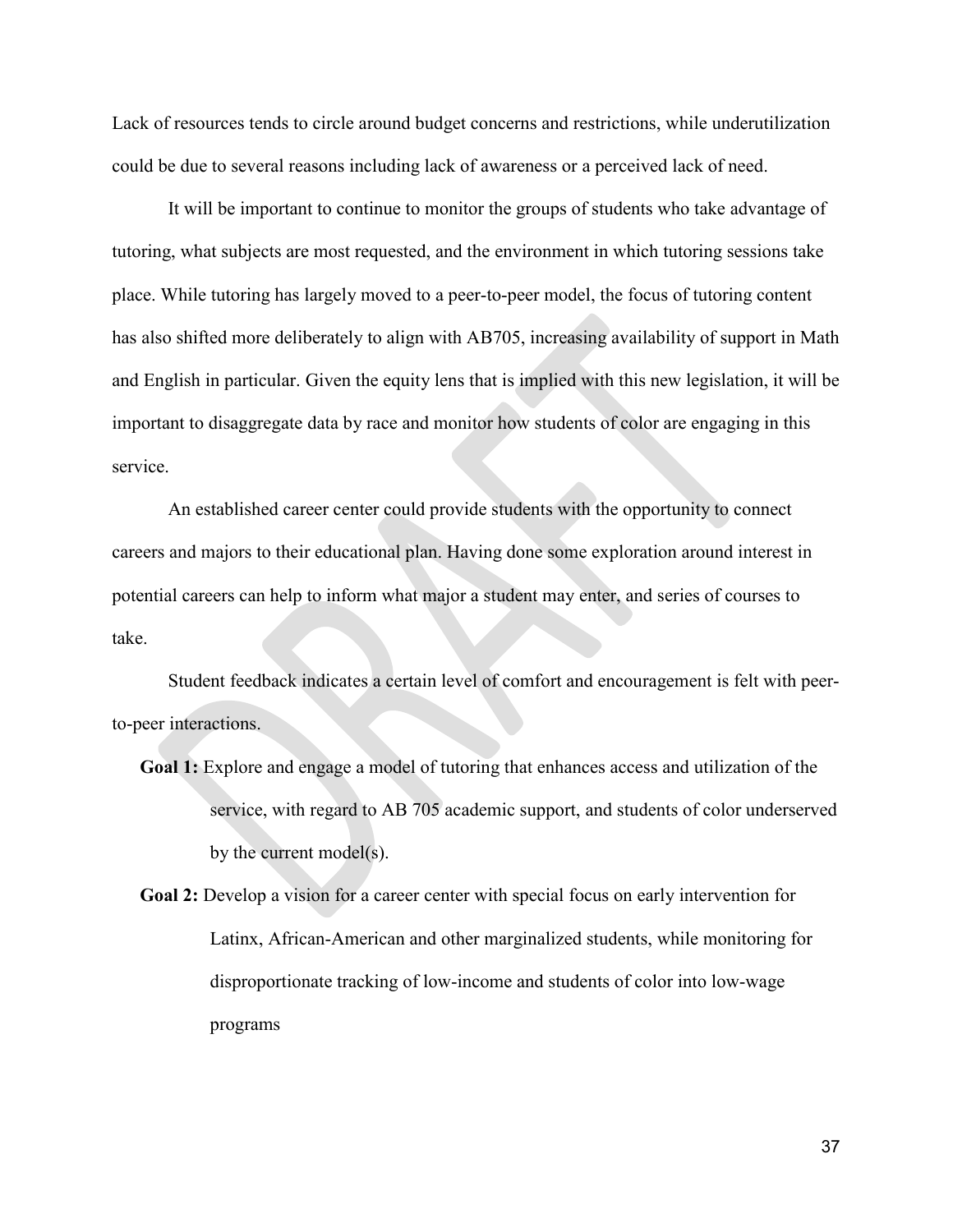Lack of resources tends to circle around budget concerns and restrictions, while underutilization could be due to several reasons including lack of awareness or a perceived lack of need.

It will be important to continue to monitor the groups of students who take advantage of tutoring, what subjects are most requested, and the environment in which tutoring sessions take place. While tutoring has largely moved to a peer-to-peer model, the focus of tutoring content has also shifted more deliberately to align with AB705, increasing availability of support in Math and English in particular. Given the equity lens that is implied with this new legislation, it will be important to disaggregate data by race and monitor how students of color are engaging in this service.

An established career center could provide students with the opportunity to connect careers and majors to their educational plan. Having done some exploration around interest in potential careers can help to inform what major a student may enter, and series of courses to take.

Student feedback indicates a certain level of comfort and encouragement is felt with peer-to-peer interactions.

**Goal 1:** Explore and engage a model of tutoring that enhances access and utilization of the service, with regard to AB 705 academic support, and students of color underserved by the current model(s).

**Goal 2:** Develop a vision for a career center with special focus on early intervention for Latinx, African-American and other marginalized students, while monitoring for disproportionate tracking of low-income and students of color into low-wage programs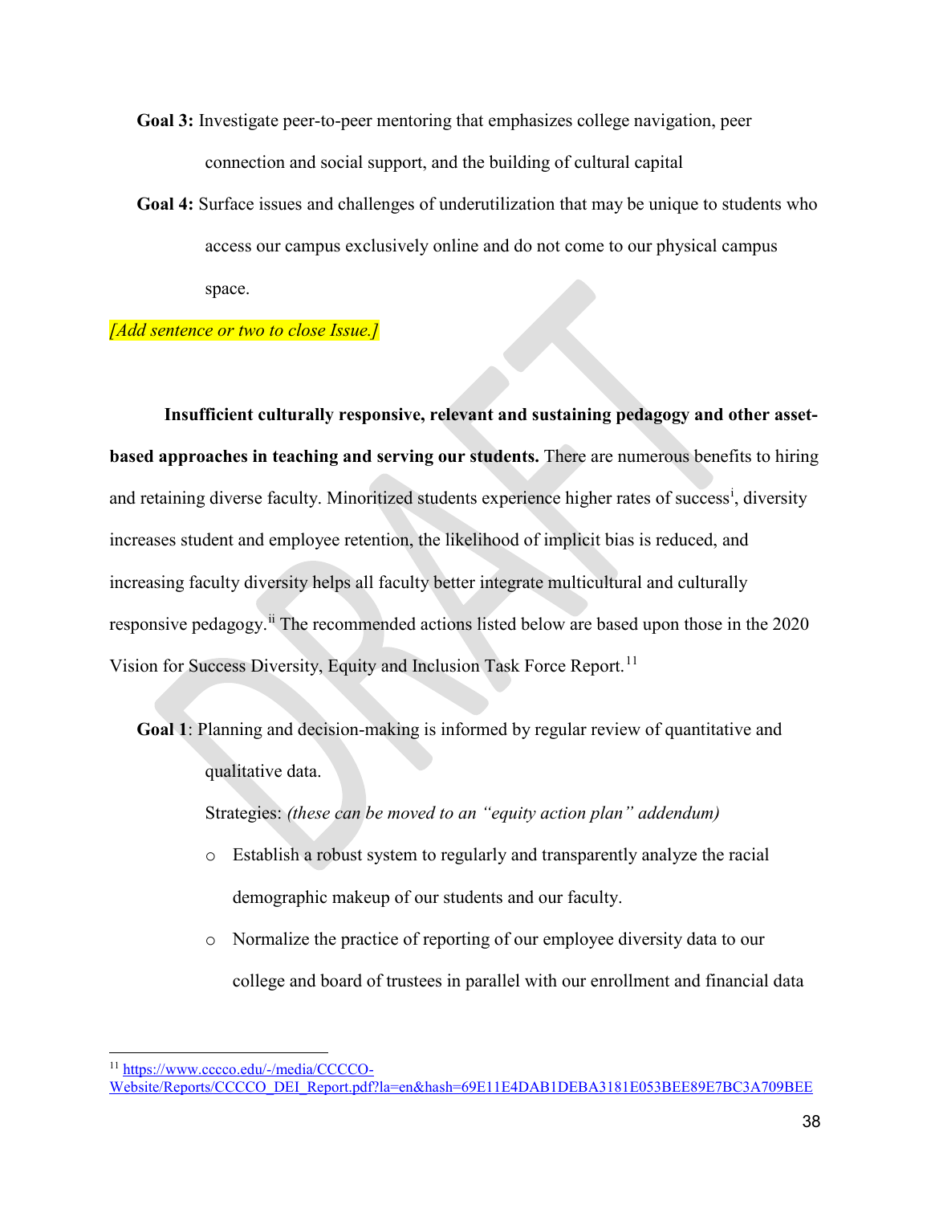**Goal 3:** Investigate peer-to-peer mentoring that emphasizes college navigation, peer connection and social support, and the building of cultural capital

**Goal 4:** Surface issues and challenges of underutilization that may be unique to students who access our campus exclusively online and do not come to our physical campus space.

*[Add sentence or two to close Issue.]*

**Insufficient culturally responsive, relevant and sustaining pedagogy and other asset-based approaches in teaching and serving our students.** There are numerous benefits to hiring and retaining diverse faculty. Minoritized students experience higher rates of success[i], diversity increases student and employee retention, the likelihood of implicit bias is reduced, and increasing faculty diversity helps all faculty better integrate multicultural and culturally responsive pedagogy.[ii] The recommended actions listed below are based upon those in the 2020 Vision for Success Diversity, Equity and Inclusion Task Force Report.[11]

**Goal 1**: Planning and decision-making is informed by regular review of quantitative and qualitative data.

Strategies: *(these can be moved to an "equity action plan" addendum)*

- Establish a robust system to regularly and transparently analyze the racial demographic makeup of our students and our faculty.
- Normalize the practice of reporting of our employee diversity data to our college and board of trustees in parallel with our enrollment and financial data

[11] https://www.cccco.edu/-/media/CCCCO-Website/Reports/CCCCO_DEI_Report.pdf?la=en&hash=69E11E4DAB1DEBA3181E053BEE89E7BC3A709BEE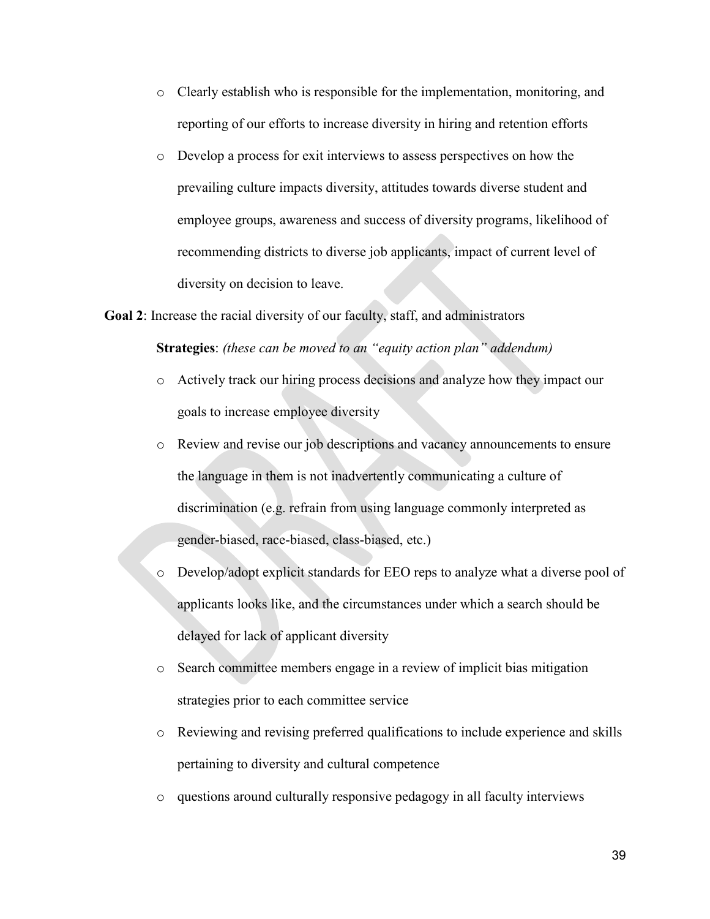- Clearly establish who is responsible for the implementation, monitoring, and reporting of our efforts to increase diversity in hiring and retention efforts
- Develop a process for exit interviews to assess perspectives on how the prevailing culture impacts diversity, attitudes towards diverse student and employee groups, awareness and success of diversity programs, likelihood of recommending districts to diverse job applicants, impact of current level of diversity on decision to leave.

**Goal 2**: Increase the racial diversity of our faculty, staff, and administrators

**Strategies**: *(these can be moved to an "equity action plan" addendum)*

- Actively track our hiring process decisions and analyze how they impact our goals to increase employee diversity
- Review and revise our job descriptions and vacancy announcements to ensure the language in them is not inadvertently communicating a culture of discrimination (e.g. refrain from using language commonly interpreted as gender-biased, race-biased, class-biased, etc.)
- Develop/adopt explicit standards for EEO reps to analyze what a diverse pool of applicants looks like, and the circumstances under which a search should be delayed for lack of applicant diversity
- Search committee members engage in a review of implicit bias mitigation strategies prior to each committee service
- Reviewing and revising preferred qualifications to include experience and skills pertaining to diversity and cultural competence
- questions around culturally responsive pedagogy in all faculty interviews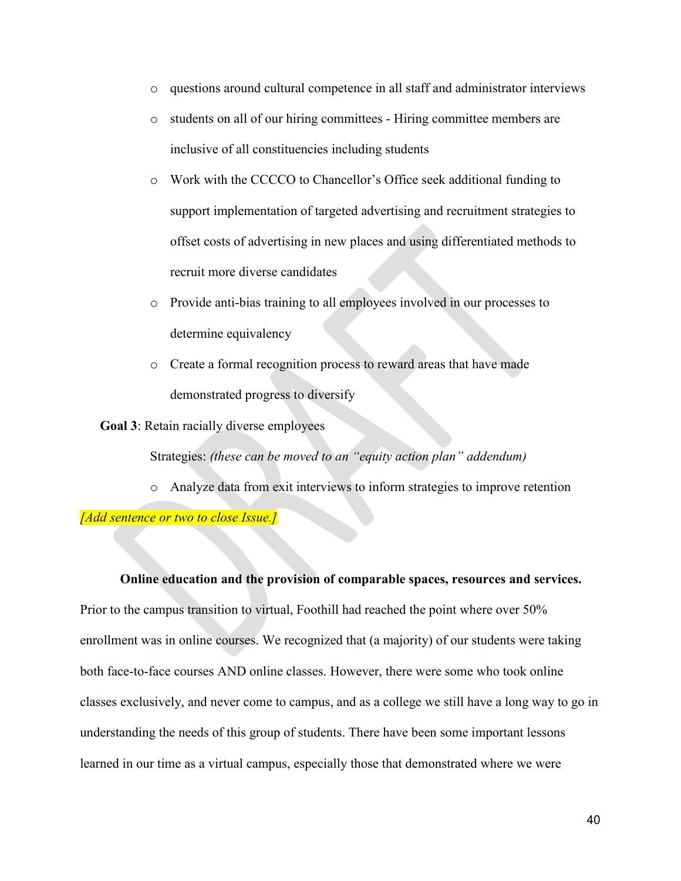- questions around cultural competence in all staff and administrator interviews
- students on all of our hiring committees - Hiring committee members are inclusive of all constituencies including students
- Work with the CCCCO to Chancellor's Office seek additional funding to support implementation of targeted advertising and recruitment strategies to offset costs of advertising in new places and using differentiated methods to recruit more diverse candidates
- Provide anti-bias training to all employees involved in our processes to determine equivalency
- Create a formal recognition process to reward areas that have made demonstrated progress to diversify

**Goal 3**: Retain racially diverse employees

Strategies: *(these can be moved to an "equity action plan" addendum)*

- Analyze data from exit interviews to inform strategies to improve retention

*[Add sentence or two to close Issue.]*

**Online education and the provision of comparable spaces, resources and services.** Prior to the campus transition to virtual, Foothill had reached the point where over 50% enrollment was in online courses. We recognized that (a majority) of our students were taking both face-to-face courses AND online classes. However, there were some who took online classes exclusively, and never come to campus, and as a college we still have a long way to go in understanding the needs of this group of students. There have been some important lessons learned in our time as a virtual campus, especially those that demonstrated where we were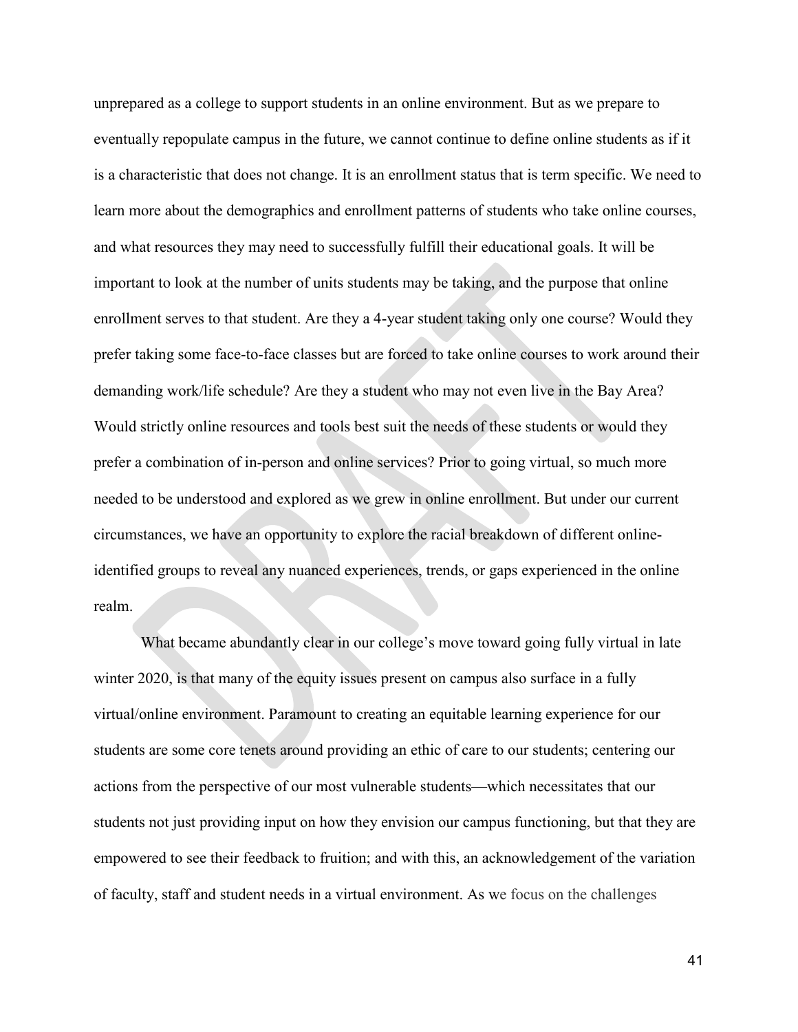unprepared as a college to support students in an online environment. But as we prepare to eventually repopulate campus in the future, we cannot continue to define online students as if it is a characteristic that does not change. It is an enrollment status that is term specific. We need to learn more about the demographics and enrollment patterns of students who take online courses, and what resources they may need to successfully fulfill their educational goals. It will be important to look at the number of units students may be taking, and the purpose that online enrollment serves to that student. Are they a 4-year student taking only one course? Would they prefer taking some face-to-face classes but are forced to take online courses to work around their demanding work/life schedule? Are they a student who may not even live in the Bay Area? Would strictly online resources and tools best suit the needs of these students or would they prefer a combination of in-person and online services? Prior to going virtual, so much more needed to be understood and explored as we grew in online enrollment. But under our current circumstances, we have an opportunity to explore the racial breakdown of different online-identified groups to reveal any nuanced experiences, trends, or gaps experienced in the online realm.

What became abundantly clear in our college's move toward going fully virtual in late winter 2020, is that many of the equity issues present on campus also surface in a fully virtual/online environment. Paramount to creating an equitable learning experience for our students are some core tenets around providing an ethic of care to our students; centering our actions from the perspective of our most vulnerable students—which necessitates that our students not just providing input on how they envision our campus functioning, but that they are empowered to see their feedback to fruition; and with this, an acknowledgement of the variation of faculty, staff and student needs in a virtual environment. As we focus on the challenges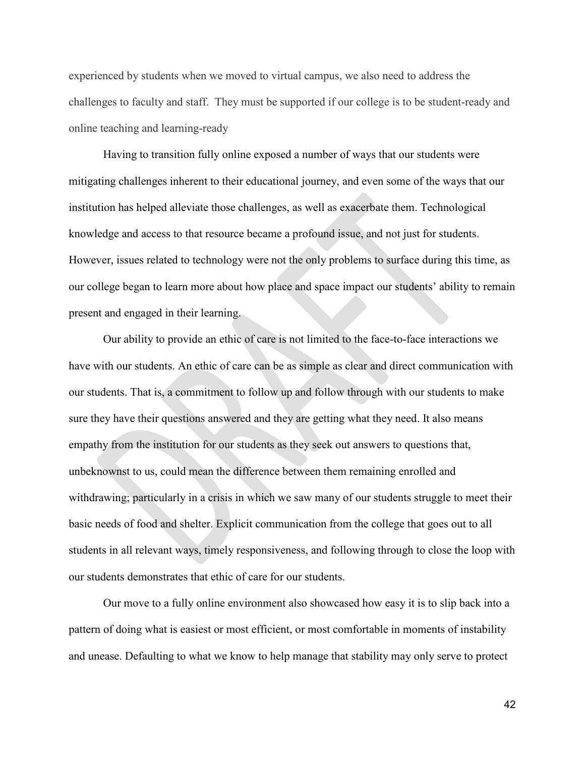experienced by students when we moved to virtual campus, we also need to address the challenges to faculty and staff. They must be supported if our college is to be student-ready and online teaching and learning-ready

Having to transition fully online exposed a number of ways that our students were mitigating challenges inherent to their educational journey, and even some of the ways that our institution has helped alleviate those challenges, as well as exacerbate them. Technological knowledge and access to that resource became a profound issue, and not just for students. However, issues related to technology were not the only problems to surface during this time, as our college began to learn more about how place and space impact our students' ability to remain present and engaged in their learning.

Our ability to provide an ethic of care is not limited to the face-to-face interactions we have with our students. An ethic of care can be as simple as clear and direct communication with our students. That is, a commitment to follow up and follow through with our students to make sure they have their questions answered and they are getting what they need. It also means empathy from the institution for our students as they seek out answers to questions that, unbeknownst to us, could mean the difference between them remaining enrolled and withdrawing; particularly in a crisis in which we saw many of our students struggle to meet their basic needs of food and shelter. Explicit communication from the college that goes out to all students in all relevant ways, timely responsiveness, and following through to close the loop with our students demonstrates that ethic of care for our students.

Our move to a fully online environment also showcased how easy it is to slip back into a pattern of doing what is easiest or most efficient, or most comfortable in moments of instability and unease. Defaulting to what we know to help manage that stability may only serve to protect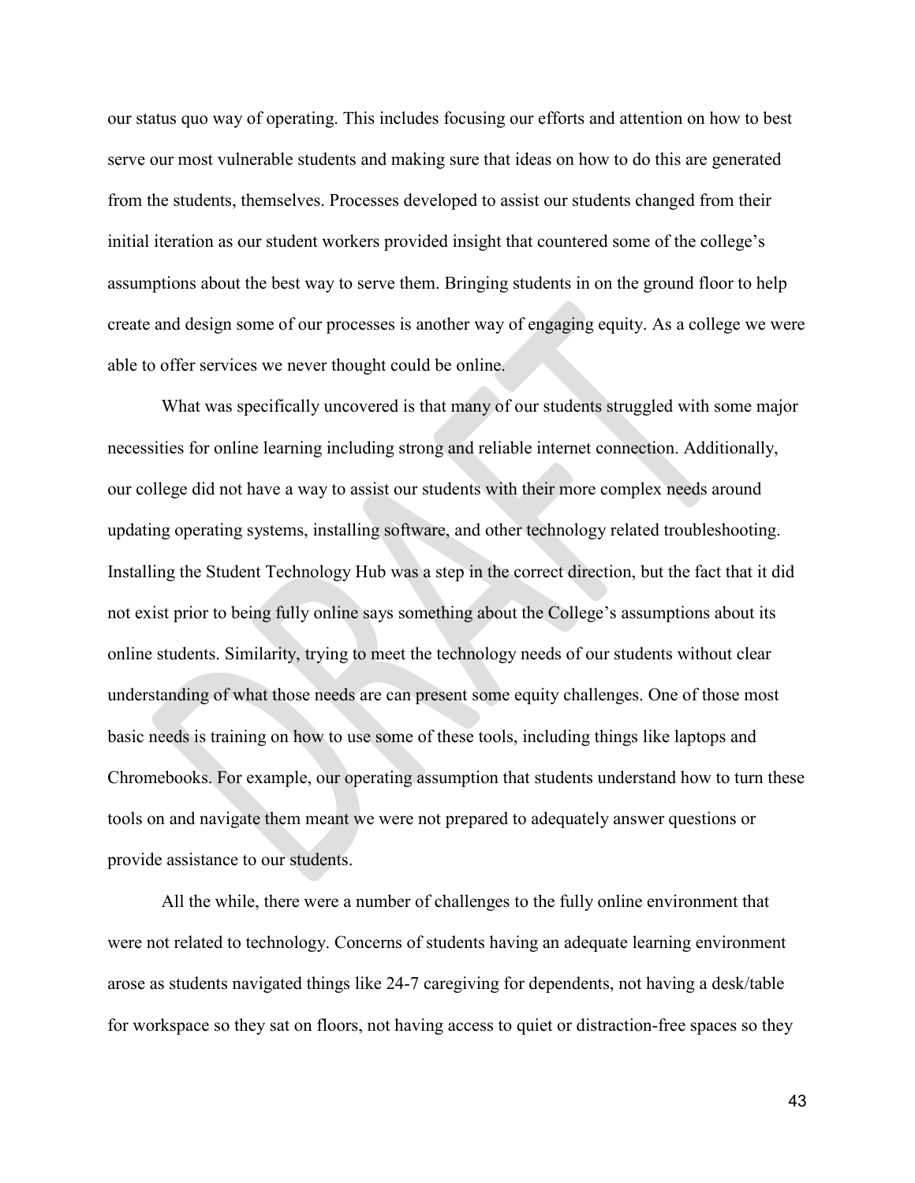our status quo way of operating. This includes focusing our efforts and attention on how to best serve our most vulnerable students and making sure that ideas on how to do this are generated from the students, themselves. Processes developed to assist our students changed from their initial iteration as our student workers provided insight that countered some of the college's assumptions about the best way to serve them. Bringing students in on the ground floor to help create and design some of our processes is another way of engaging equity. As a college we were able to offer services we never thought could be online.

What was specifically uncovered is that many of our students struggled with some major necessities for online learning including strong and reliable internet connection. Additionally, our college did not have a way to assist our students with their more complex needs around updating operating systems, installing software, and other technology related troubleshooting. Installing the Student Technology Hub was a step in the correct direction, but the fact that it did not exist prior to being fully online says something about the College's assumptions about its online students. Similarity, trying to meet the technology needs of our students without clear understanding of what those needs are can present some equity challenges. One of those most basic needs is training on how to use some of these tools, including things like laptops and Chromebooks. For example, our operating assumption that students understand how to turn these tools on and navigate them meant we were not prepared to adequately answer questions or provide assistance to our students.

All the while, there were a number of challenges to the fully online environment that were not related to technology. Concerns of students having an adequate learning environment arose as students navigated things like 24-7 caregiving for dependents, not having a desk/table for workspace so they sat on floors, not having access to quiet or distraction-free spaces so they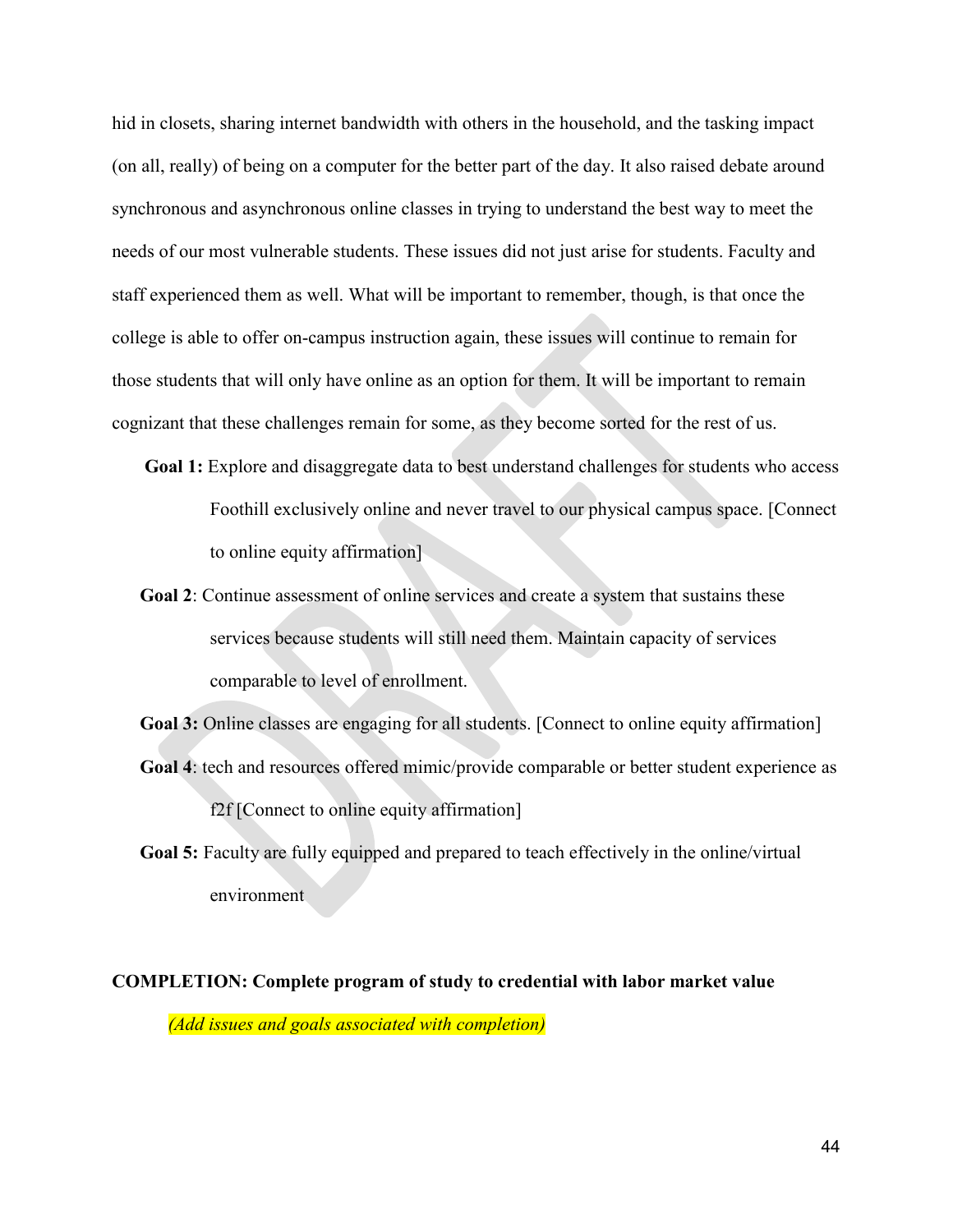hid in closets, sharing internet bandwidth with others in the household, and the tasking impact (on all, really) of being on a computer for the better part of the day. It also raised debate around synchronous and asynchronous online classes in trying to understand the best way to meet the needs of our most vulnerable students. These issues did not just arise for students. Faculty and staff experienced them as well. What will be important to remember, though, is that once the college is able to offer on-campus instruction again, these issues will continue to remain for those students that will only have online as an option for them. It will be important to remain cognizant that these challenges remain for some, as they become sorted for the rest of us.

**Goal 1:** Explore and disaggregate data to best understand challenges for students who access Foothill exclusively online and never travel to our physical campus space. [Connect to online equity affirmation]

**Goal 2**: Continue assessment of online services and create a system that sustains these services because students will still need them. Maintain capacity of services comparable to level of enrollment.

**Goal 3:** Online classes are engaging for all students. [Connect to online equity affirmation]

**Goal 4**: tech and resources offered mimic/provide comparable or better student experience as f2f [Connect to online equity affirmation]

**Goal 5:** Faculty are fully equipped and prepared to teach effectively in the online/virtual environment

**COMPLETION: Complete program of study to credential with labor market value**

*(Add issues and goals associated with completion)*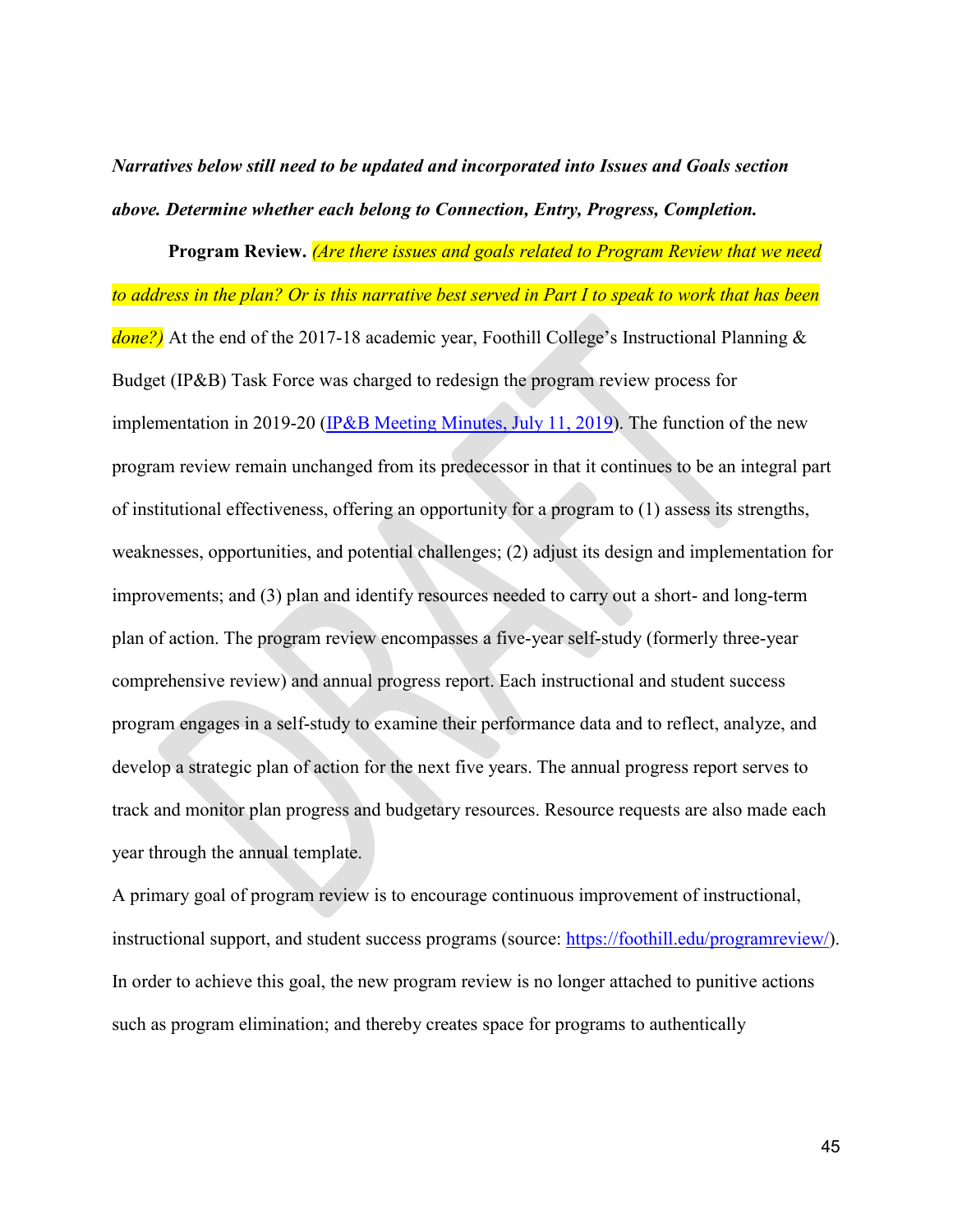***Narratives below still need to be updated and incorporated into Issues and Goals section above. Determine whether each belong to Connection, Entry, Progress, Completion.***

**Program Review.** *(Are there issues and goals related to Program Review that we need to address in the plan? Or is this narrative best served in Part I to speak to work that has been done?)* At the end of the 2017-18 academic year, Foothill College's Instructional Planning & Budget (IP&B) Task Force was charged to redesign the program review process for implementation in 2019-20 ([IP&B Meeting Minutes, July 11, 2019]()). The function of the new program review remain unchanged from its predecessor in that it continues to be an integral part of institutional effectiveness, offering an opportunity for a program to (1) assess its strengths, weaknesses, opportunities, and potential challenges; (2) adjust its design and implementation for improvements; and (3) plan and identify resources needed to carry out a short- and long-term plan of action. The program review encompasses a five-year self-study (formerly three-year comprehensive review) and annual progress report. Each instructional and student success program engages in a self-study to examine their performance data and to reflect, analyze, and develop a strategic plan of action for the next five years. The annual progress report serves to track and monitor plan progress and budgetary resources. Resource requests are also made each year through the annual template.

A primary goal of program review is to encourage continuous improvement of instructional, instructional support, and student success programs (source: [https://foothill.edu/programreview/](https://foothill.edu/programreview/)). In order to achieve this goal, the new program review is no longer attached to punitive actions such as program elimination; and thereby creates space for programs to authentically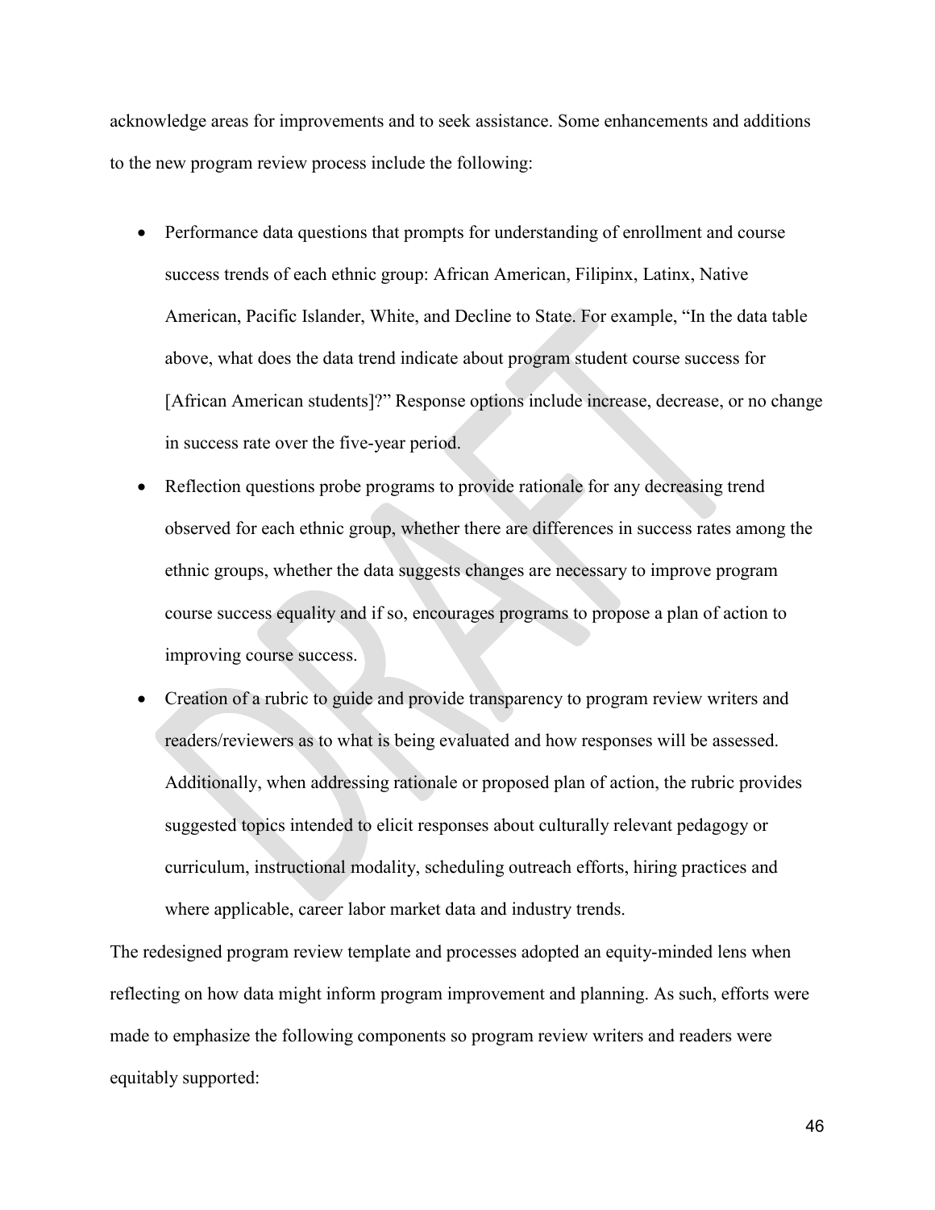acknowledge areas for improvements and to seek assistance. Some enhancements and additions to the new program review process include the following:

- Performance data questions that prompts for understanding of enrollment and course success trends of each ethnic group: African American, Filipinx, Latinx, Native American, Pacific Islander, White, and Decline to State. For example, "In the data table above, what does the data trend indicate about program student course success for [African American students]?" Response options include increase, decrease, or no change in success rate over the five-year period.
- Reflection questions probe programs to provide rationale for any decreasing trend observed for each ethnic group, whether there are differences in success rates among the ethnic groups, whether the data suggests changes are necessary to improve program course success equality and if so, encourages programs to propose a plan of action to improving course success.
- Creation of a rubric to guide and provide transparency to program review writers and readers/reviewers as to what is being evaluated and how responses will be assessed. Additionally, when addressing rationale or proposed plan of action, the rubric provides suggested topics intended to elicit responses about culturally relevant pedagogy or curriculum, instructional modality, scheduling outreach efforts, hiring practices and where applicable, career labor market data and industry trends.

The redesigned program review template and processes adopted an equity-minded lens when reflecting on how data might inform program improvement and planning. As such, efforts were made to emphasize the following components so program review writers and readers were equitably supported: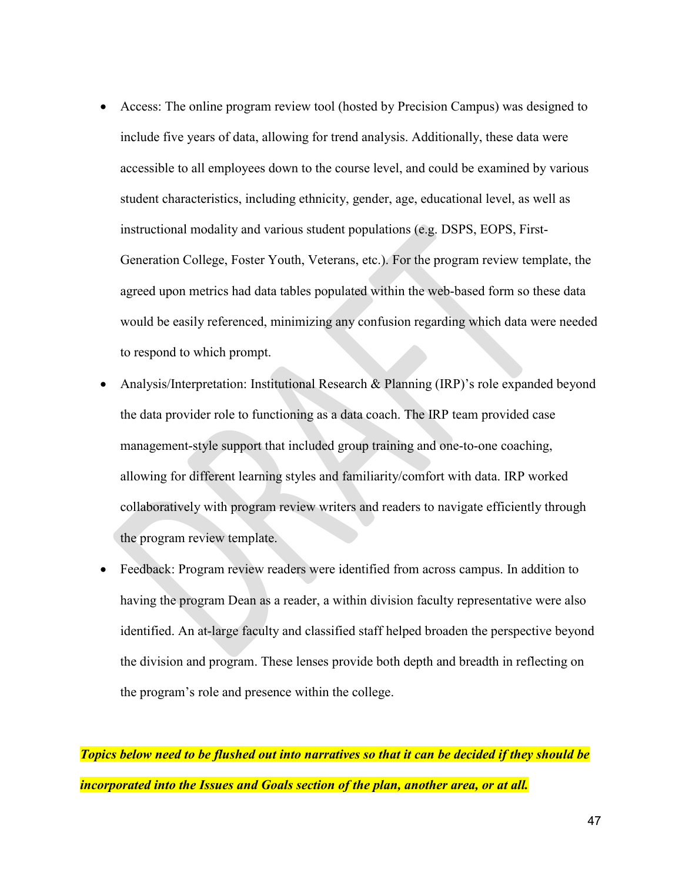- Access: The online program review tool (hosted by Precision Campus) was designed to include five years of data, allowing for trend analysis. Additionally, these data were accessible to all employees down to the course level, and could be examined by various student characteristics, including ethnicity, gender, age, educational level, as well as instructional modality and various student populations (e.g. DSPS, EOPS, First-Generation College, Foster Youth, Veterans, etc.). For the program review template, the agreed upon metrics had data tables populated within the web-based form so these data would be easily referenced, minimizing any confusion regarding which data were needed to respond to which prompt.
- Analysis/Interpretation: Institutional Research & Planning (IRP)'s role expanded beyond the data provider role to functioning as a data coach. The IRP team provided case management-style support that included group training and one-to-one coaching, allowing for different learning styles and familiarity/comfort with data. IRP worked collaboratively with program review writers and readers to navigate efficiently through the program review template.
- Feedback: Program review readers were identified from across campus. In addition to having the program Dean as a reader, a within division faculty representative were also identified. An at-large faculty and classified staff helped broaden the perspective beyond the division and program. These lenses provide both depth and breadth in reflecting on the program's role and presence within the college.

***Topics below need to be flushed out into narratives so that it can be decided if they should be incorporated into the Issues and Goals section of the plan, another area, or at all.***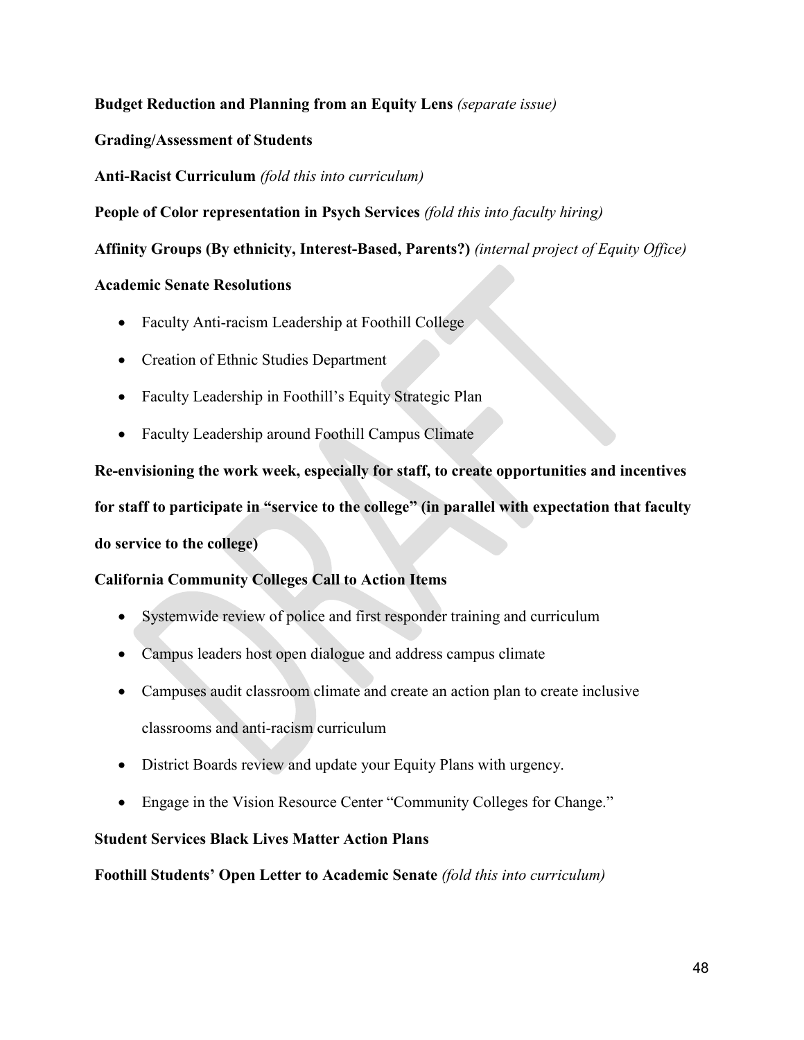**Budget Reduction and Planning from an Equity Lens** *(separate issue)*

**Grading/Assessment of Students**

**Anti-Racist Curriculum** *(fold this into curriculum)*

**People of Color representation in Psych Services** *(fold this into faculty hiring)*

**Affinity Groups (By ethnicity, Interest-Based, Parents?)** *(internal project of Equity Office)*

**Academic Senate Resolutions**

- Faculty Anti-racism Leadership at Foothill College
- Creation of Ethnic Studies Department
- Faculty Leadership in Foothill's Equity Strategic Plan
- Faculty Leadership around Foothill Campus Climate

**Re-envisioning the work week, especially for staff, to create opportunities and incentives for staff to participate in "service to the college" (in parallel with expectation that faculty do service to the college)**

**California Community Colleges Call to Action Items**

- Systemwide review of police and first responder training and curriculum
- Campus leaders host open dialogue and address campus climate
- Campuses audit classroom climate and create an action plan to create inclusive classrooms and anti-racism curriculum
- District Boards review and update your Equity Plans with urgency.
- Engage in the Vision Resource Center "Community Colleges for Change."

**Student Services Black Lives Matter Action Plans**

**Foothill Students' Open Letter to Academic Senate** *(fold this into curriculum)*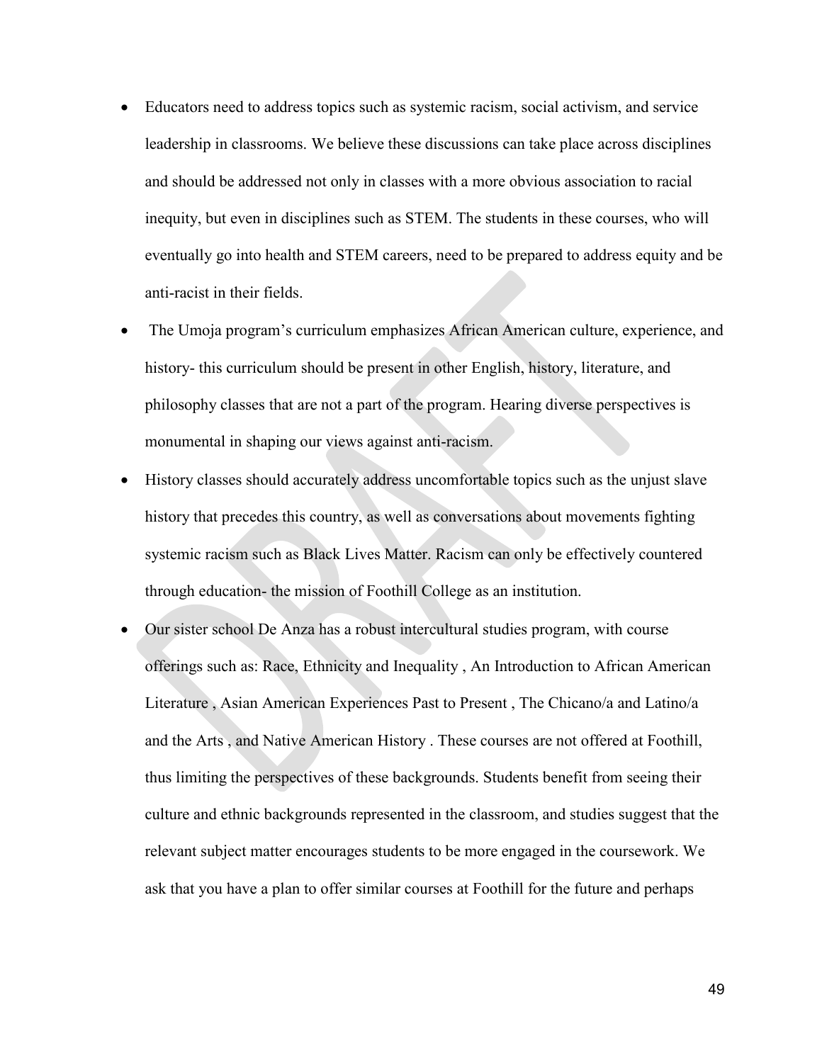- Educators need to address topics such as systemic racism, social activism, and service leadership in classrooms. We believe these discussions can take place across disciplines and should be addressed not only in classes with a more obvious association to racial inequity, but even in disciplines such as STEM. The students in these courses, who will eventually go into health and STEM careers, need to be prepared to address equity and be anti-racist in their fields.
- The Umoja program's curriculum emphasizes African American culture, experience, and history- this curriculum should be present in other English, history, literature, and philosophy classes that are not a part of the program. Hearing diverse perspectives is monumental in shaping our views against anti-racism.
- History classes should accurately address uncomfortable topics such as the unjust slave history that precedes this country, as well as conversations about movements fighting systemic racism such as Black Lives Matter. Racism can only be effectively countered through education- the mission of Foothill College as an institution.
- Our sister school De Anza has a robust intercultural studies program, with course offerings such as: Race, Ethnicity and Inequality , An Introduction to African American Literature , Asian American Experiences Past to Present , The Chicano/a and Latino/a and the Arts , and Native American History . These courses are not offered at Foothill, thus limiting the perspectives of these backgrounds. Students benefit from seeing their culture and ethnic backgrounds represented in the classroom, and studies suggest that the relevant subject matter encourages students to be more engaged in the coursework. We ask that you have a plan to offer similar courses at Foothill for the future and perhaps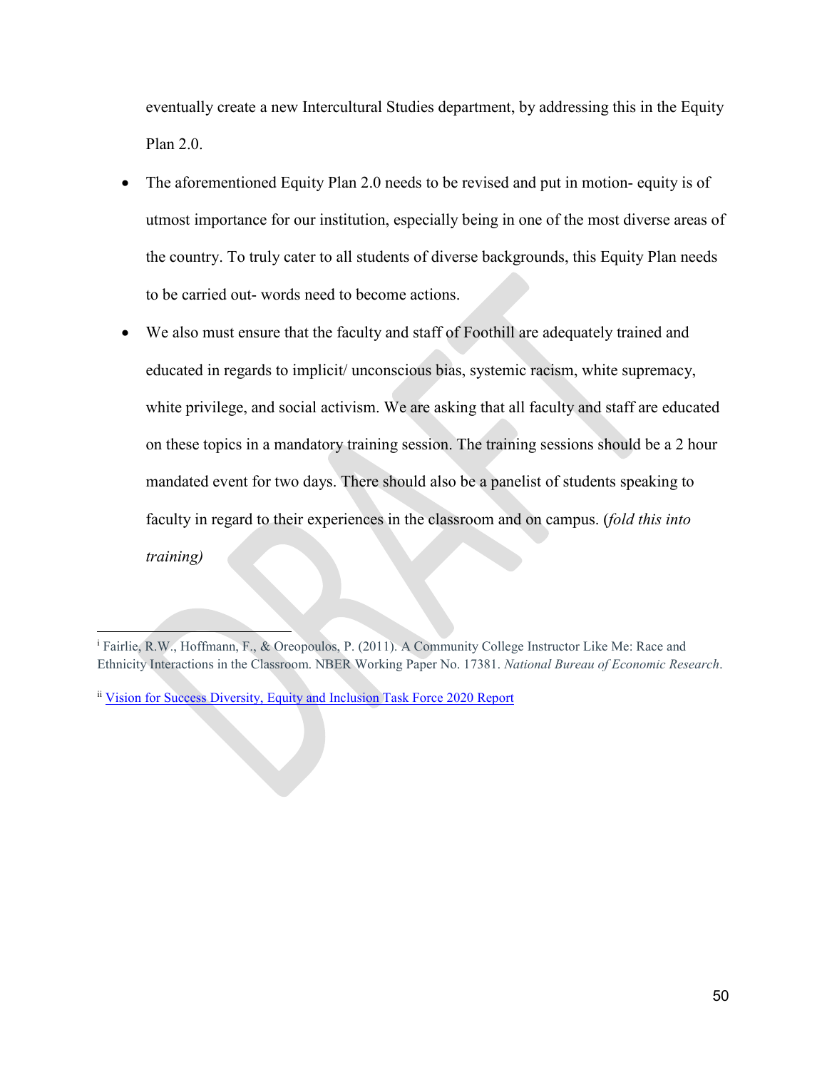eventually create a new Intercultural Studies department, by addressing this in the Equity Plan 2.0.

- The aforementioned Equity Plan 2.0 needs to be revised and put in motion- equity is of utmost importance for our institution, especially being in one of the most diverse areas of the country. To truly cater to all students of diverse backgrounds, this Equity Plan needs to be carried out- words need to become actions.
- We also must ensure that the faculty and staff of Foothill are adequately trained and educated in regards to implicit/ unconscious bias, systemic racism, white supremacy, white privilege, and social activism. We are asking that all faculty and staff are educated on these topics in a mandatory training session. The training sessions should be a 2 hour mandated event for two days. There should also be a panelist of students speaking to faculty in regard to their experiences in the classroom and on campus. (*fold this into training)*

---

[i] Fairlie, R.W., Hoffmann, F., & Oreopoulos, P. (2011). A Community College Instructor Like Me: Race and Ethnicity Interactions in the Classroom. NBER Working Paper No. 17381. *National Bureau of Economic Research*.

[ii] Vision for Success Diversity, Equity and Inclusion Task Force 2020 Report